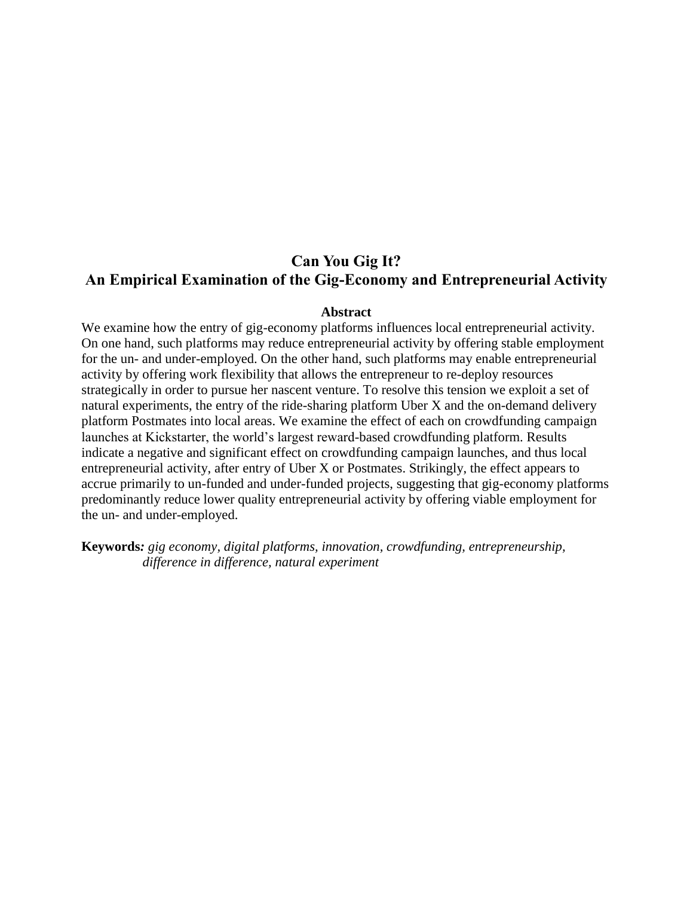# Can You Gig It?
# An Empirical Examination of the Gig-Economy and Entrepreneurial Activity

## Abstract

We examine how the entry of gig-economy platforms influences local entrepreneurial activity. On one hand, such platforms may reduce entrepreneurial activity by offering stable employment for the un- and under-employed. On the other hand, such platforms may enable entrepreneurial activity by offering work flexibility that allows the entrepreneur to re-deploy resources strategically in order to pursue her nascent venture. To resolve this tension we exploit a set of natural experiments, the entry of the ride-sharing platform Uber X and the on-demand delivery platform Postmates into local areas. We examine the effect of each on crowdfunding campaign launches at Kickstarter, the world's largest reward-based crowdfunding platform. Results indicate a negative and significant effect on crowdfunding campaign launches, and thus local entrepreneurial activity, after entry of Uber X or Postmates. Strikingly, the effect appears to accrue primarily to un-funded and under-funded projects, suggesting that gig-economy platforms predominantly reduce lower quality entrepreneurial activity by offering viable employment for the un- and under-employed.

**Keywords:** *gig economy, digital platforms, innovation, crowdfunding, entrepreneurship, difference in difference, natural experiment*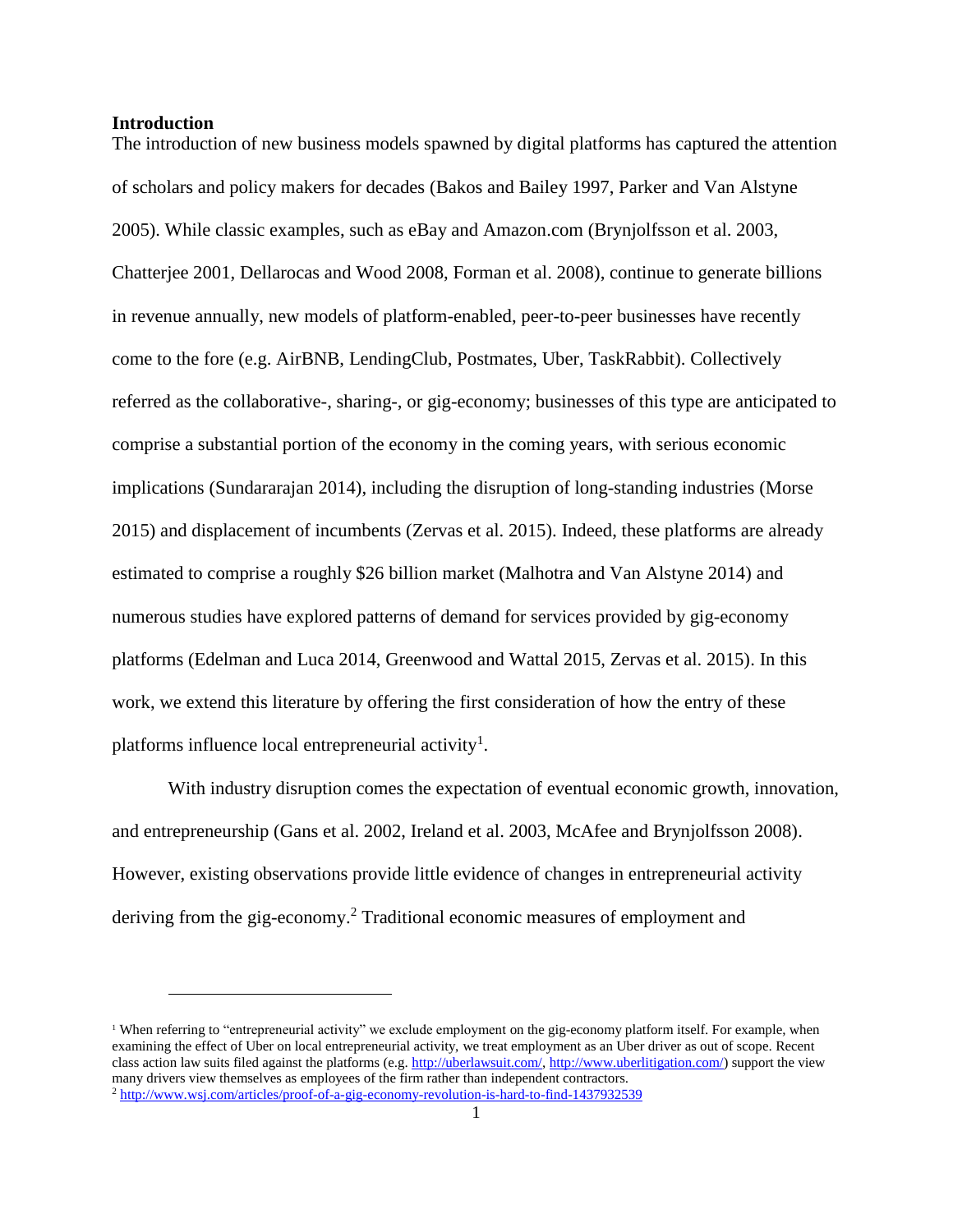## Introduction

The introduction of new business models spawned by digital platforms has captured the attention of scholars and policy makers for decades (Bakos and Bailey 1997, Parker and Van Alstyne 2005). While classic examples, such as eBay and Amazon.com (Brynjolfsson et al. 2003, Chatterjee 2001, Dellarocas and Wood 2008, Forman et al. 2008), continue to generate billions in revenue annually, new models of platform-enabled, peer-to-peer businesses have recently come to the fore (e.g. AirBNB, LendingClub, Postmates, Uber, TaskRabbit). Collectively referred as the collaborative-, sharing-, or gig-economy; businesses of this type are anticipated to comprise a substantial portion of the economy in the coming years, with serious economic implications (Sundararajan 2014), including the disruption of long-standing industries (Morse 2015) and displacement of incumbents (Zervas et al. 2015). Indeed, these platforms are already estimated to comprise a roughly $26 billion market (Malhotra and Van Alstyne 2014) and numerous studies have explored patterns of demand for services provided by gig-economy platforms (Edelman and Luca 2014, Greenwood and Wattal 2015, Zervas et al. 2015). In this work, we extend this literature by offering the first consideration of how the entry of these platforms influence local entrepreneurial activity[1].

With industry disruption comes the expectation of eventual economic growth, innovation, and entrepreneurship (Gans et al. 2002, Ireland et al. 2003, McAfee and Brynjolfsson 2008). However, existing observations provide little evidence of changes in entrepreneurial activity deriving from the gig-economy.[2] Traditional economic measures of employment and

[1] When referring to "entrepreneurial activity" we exclude employment on the gig-economy platform itself. For example, when examining the effect of Uber on local entrepreneurial activity, we treat employment as an Uber driver as out of scope. Recent class action law suits filed against the platforms (e.g. http://uberlawsuit.com/, http://www.uberlitigation.com/) support the view many drivers view themselves as employees of the firm rather than independent contractors.

[2] http://www.wsj.com/articles/proof-of-a-gig-economy-revolution-is-hard-to-find-1437932539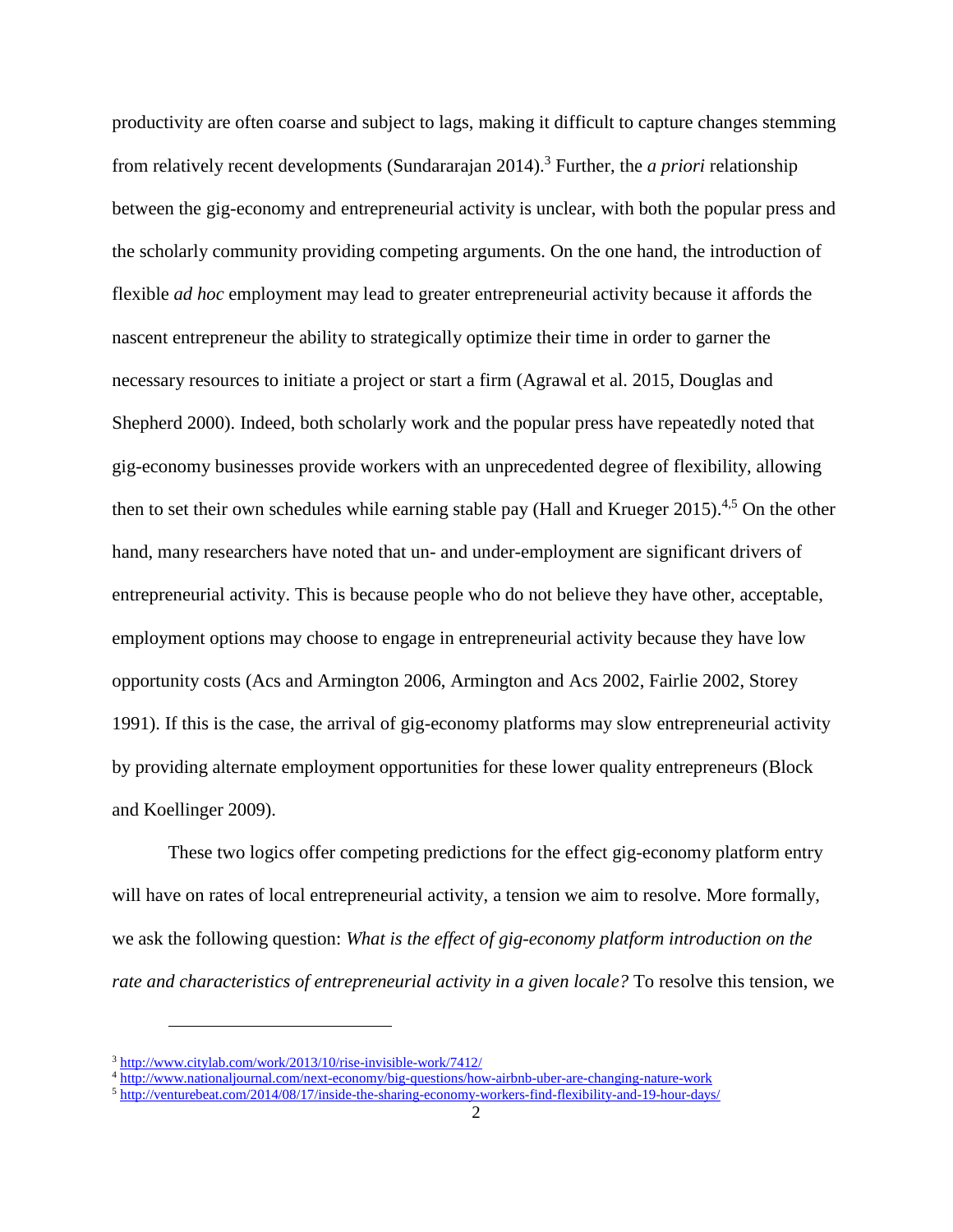productivity are often coarse and subject to lags, making it difficult to capture changes stemming from relatively recent developments (Sundararajan 2014).[3] Further, the *a priori* relationship between the gig-economy and entrepreneurial activity is unclear, with both the popular press and the scholarly community providing competing arguments. On the one hand, the introduction of flexible *ad hoc* employment may lead to greater entrepreneurial activity because it affords the nascent entrepreneur the ability to strategically optimize their time in order to garner the necessary resources to initiate a project or start a firm (Agrawal et al. 2015, Douglas and Shepherd 2000). Indeed, both scholarly work and the popular press have repeatedly noted that gig-economy businesses provide workers with an unprecedented degree of flexibility, allowing then to set their own schedules while earning stable pay (Hall and Krueger 2015).[4,5] On the other hand, many researchers have noted that un- and under-employment are significant drivers of entrepreneurial activity. This is because people who do not believe they have other, acceptable, employment options may choose to engage in entrepreneurial activity because they have low opportunity costs (Acs and Armington 2006, Armington and Acs 2002, Fairlie 2002, Storey 1991). If this is the case, the arrival of gig-economy platforms may slow entrepreneurial activity by providing alternate employment opportunities for these lower quality entrepreneurs (Block and Koellinger 2009).

These two logics offer competing predictions for the effect gig-economy platform entry will have on rates of local entrepreneurial activity, a tension we aim to resolve. More formally, we ask the following question: *What is the effect of gig-economy platform introduction on the rate and characteristics of entrepreneurial activity in a given locale?* To resolve this tension, we

---

[3] http://www.citylab.com/work/2013/10/rise-invisible-work/7412/

[4] http://www.nationaljournal.com/next-economy/big-questions/how-airbnb-uber-are-changing-nature-work

[5] http://venturebeat.com/2014/08/17/inside-the-sharing-economy-workers-find-flexibility-and-19-hour-days/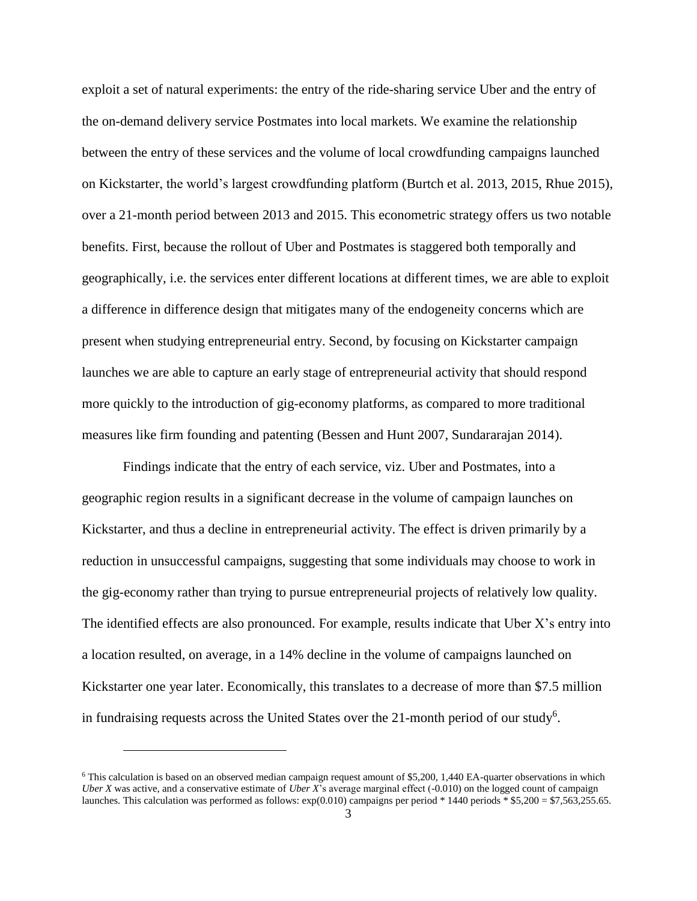exploit a set of natural experiments: the entry of the ride-sharing service Uber and the entry of the on-demand delivery service Postmates into local markets. We examine the relationship between the entry of these services and the volume of local crowdfunding campaigns launched on Kickstarter, the world's largest crowdfunding platform (Burtch et al. 2013, 2015, Rhue 2015), over a 21-month period between 2013 and 2015. This econometric strategy offers us two notable benefits. First, because the rollout of Uber and Postmates is staggered both temporally and geographically, i.e. the services enter different locations at different times, we are able to exploit a difference in difference design that mitigates many of the endogeneity concerns which are present when studying entrepreneurial entry. Second, by focusing on Kickstarter campaign launches we are able to capture an early stage of entrepreneurial activity that should respond more quickly to the introduction of gig-economy platforms, as compared to more traditional measures like firm founding and patenting (Bessen and Hunt 2007, Sundararajan 2014).

Findings indicate that the entry of each service, viz. Uber and Postmates, into a geographic region results in a significant decrease in the volume of campaign launches on Kickstarter, and thus a decline in entrepreneurial activity. The effect is driven primarily by a reduction in unsuccessful campaigns, suggesting that some individuals may choose to work in the gig-economy rather than trying to pursue entrepreneurial projects of relatively low quality. The identified effects are also pronounced. For example, results indicate that Uber X's entry into a location resulted, on average, in a 14% decline in the volume of campaigns launched on Kickstarter one year later. Economically, this translates to a decrease of more than \$7.5 million in fundraising requests across the United States over the 21-month period of our study[6].

---

[6] This calculation is based on an observed median campaign request amount of \$5,200, 1,440 EA-quarter observations in which *Uber X* was active, and a conservative estimate of *Uber X*'s average marginal effect (-0.010) on the logged count of campaign launches. This calculation was performed as follows: exp(0.010) campaigns per period * 1440 periods * \$5,200 = \$7,563,255.65.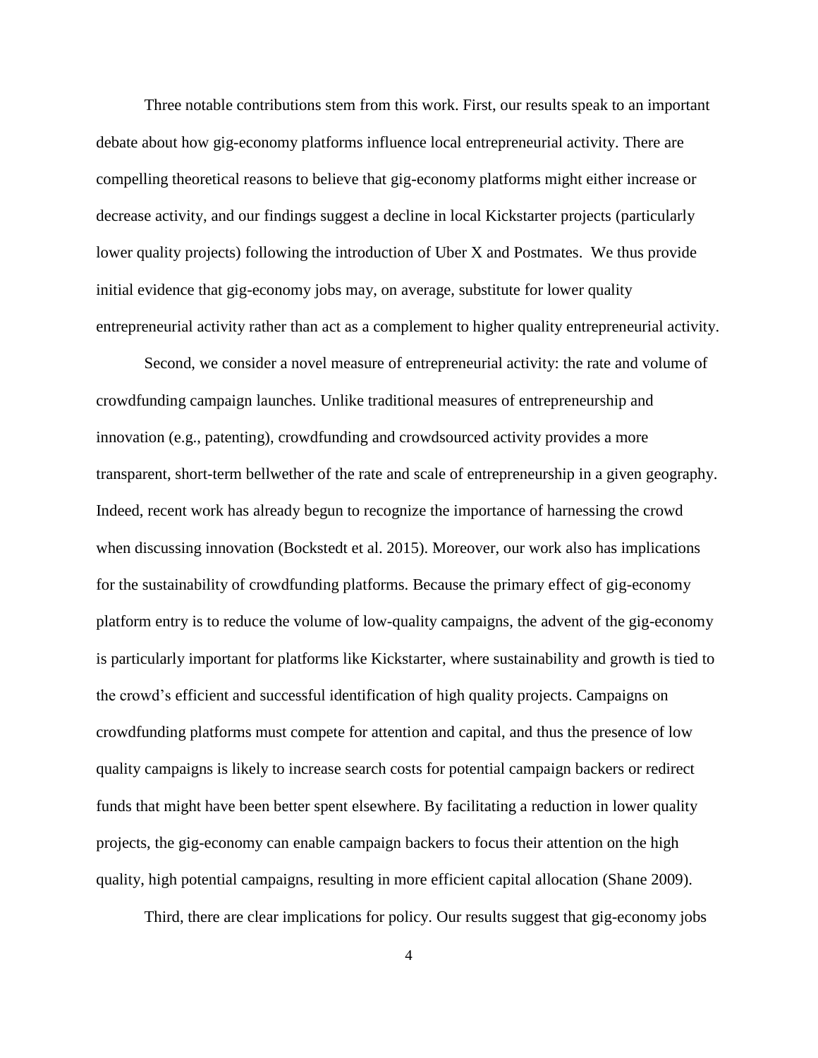Three notable contributions stem from this work. First, our results speak to an important debate about how gig-economy platforms influence local entrepreneurial activity. There are compelling theoretical reasons to believe that gig-economy platforms might either increase or decrease activity, and our findings suggest a decline in local Kickstarter projects (particularly lower quality projects) following the introduction of Uber X and Postmates. We thus provide initial evidence that gig-economy jobs may, on average, substitute for lower quality entrepreneurial activity rather than act as a complement to higher quality entrepreneurial activity.

Second, we consider a novel measure of entrepreneurial activity: the rate and volume of crowdfunding campaign launches. Unlike traditional measures of entrepreneurship and innovation (e.g., patenting), crowdfunding and crowdsourced activity provides a more transparent, short-term bellwether of the rate and scale of entrepreneurship in a given geography. Indeed, recent work has already begun to recognize the importance of harnessing the crowd when discussing innovation (Bockstedt et al. 2015). Moreover, our work also has implications for the sustainability of crowdfunding platforms. Because the primary effect of gig-economy platform entry is to reduce the volume of low-quality campaigns, the advent of the gig-economy is particularly important for platforms like Kickstarter, where sustainability and growth is tied to the crowd's efficient and successful identification of high quality projects. Campaigns on crowdfunding platforms must compete for attention and capital, and thus the presence of low quality campaigns is likely to increase search costs for potential campaign backers or redirect funds that might have been better spent elsewhere. By facilitating a reduction in lower quality projects, the gig-economy can enable campaign backers to focus their attention on the high quality, high potential campaigns, resulting in more efficient capital allocation (Shane 2009).

Third, there are clear implications for policy. Our results suggest that gig-economy jobs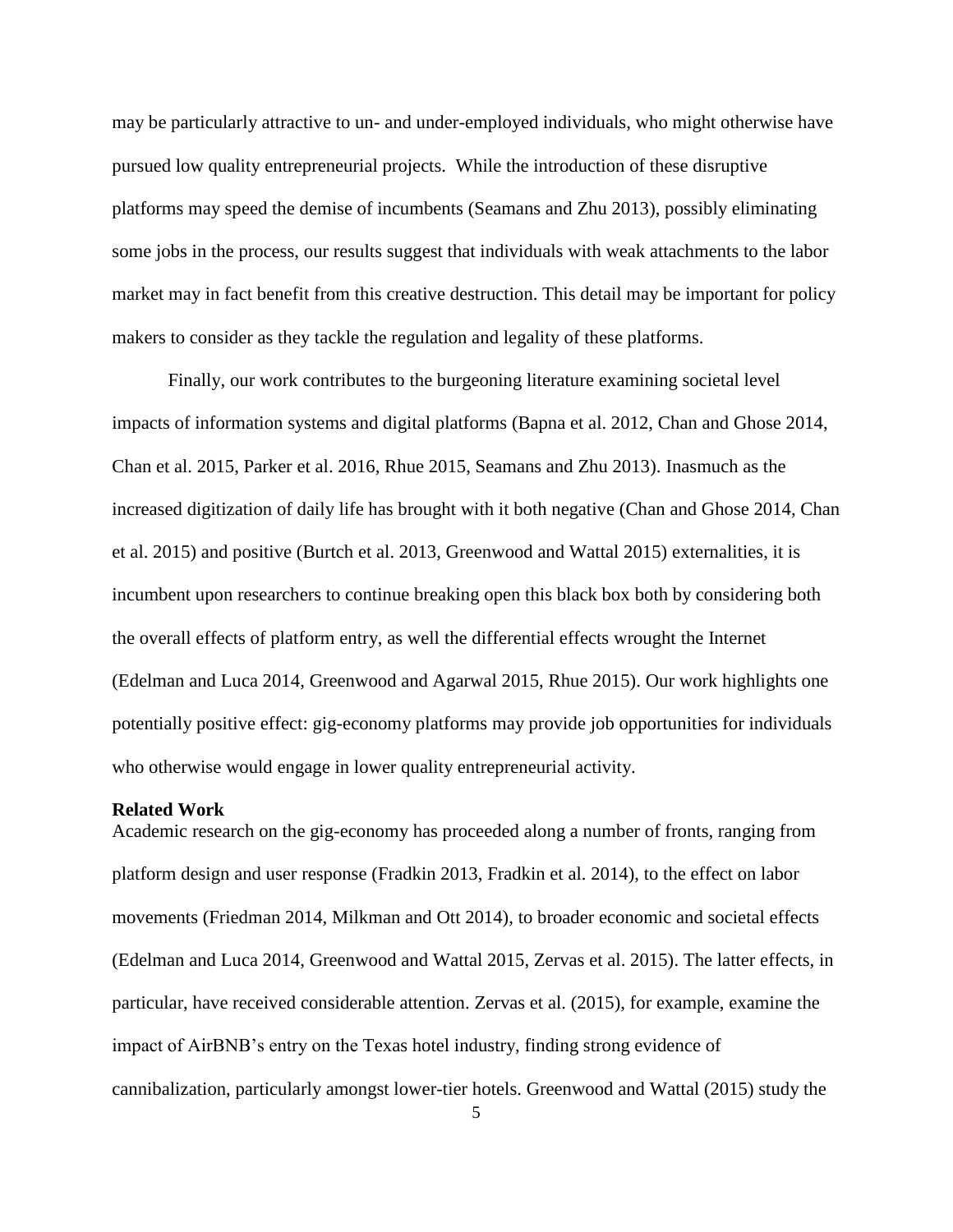may be particularly attractive to un- and under-employed individuals, who might otherwise have pursued low quality entrepreneurial projects. While the introduction of these disruptive platforms may speed the demise of incumbents (Seamans and Zhu 2013), possibly eliminating some jobs in the process, our results suggest that individuals with weak attachments to the labor market may in fact benefit from this creative destruction. This detail may be important for policy makers to consider as they tackle the regulation and legality of these platforms.

Finally, our work contributes to the burgeoning literature examining societal level impacts of information systems and digital platforms (Bapna et al. 2012, Chan and Ghose 2014, Chan et al. 2015, Parker et al. 2016, Rhue 2015, Seamans and Zhu 2013). Inasmuch as the increased digitization of daily life has brought with it both negative (Chan and Ghose 2014, Chan et al. 2015) and positive (Burtch et al. 2013, Greenwood and Wattal 2015) externalities, it is incumbent upon researchers to continue breaking open this black box both by considering both the overall effects of platform entry, as well the differential effects wrought the Internet (Edelman and Luca 2014, Greenwood and Agarwal 2015, Rhue 2015). Our work highlights one potentially positive effect: gig-economy platforms may provide job opportunities for individuals who otherwise would engage in lower quality entrepreneurial activity.

## Related Work

Academic research on the gig-economy has proceeded along a number of fronts, ranging from platform design and user response (Fradkin 2013, Fradkin et al. 2014), to the effect on labor movements (Friedman 2014, Milkman and Ott 2014), to broader economic and societal effects (Edelman and Luca 2014, Greenwood and Wattal 2015, Zervas et al. 2015). The latter effects, in particular, have received considerable attention. Zervas et al. (2015), for example, examine the impact of AirBNB's entry on the Texas hotel industry, finding strong evidence of cannibalization, particularly amongst lower-tier hotels. Greenwood and Wattal (2015) study the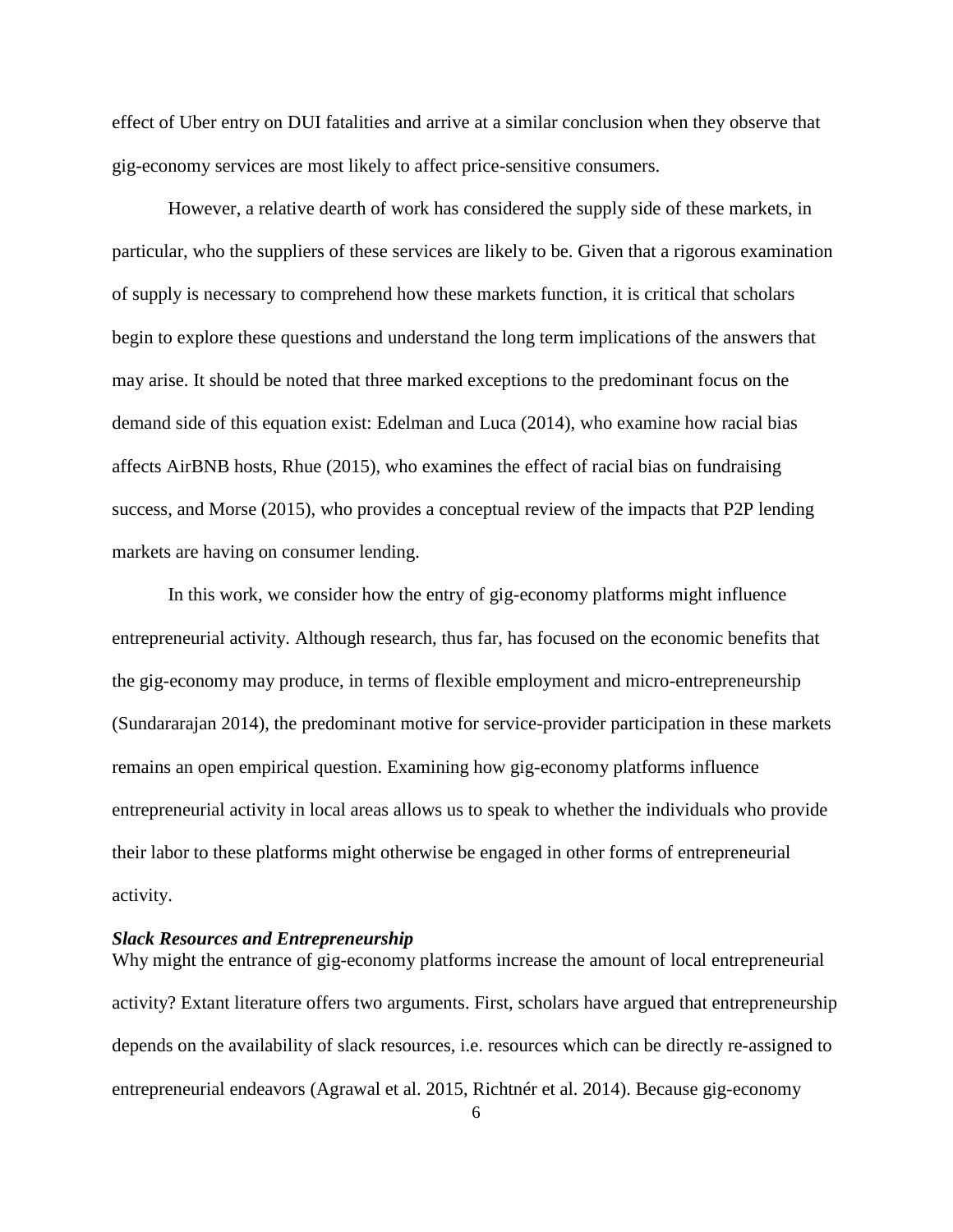effect of Uber entry on DUI fatalities and arrive at a similar conclusion when they observe that gig-economy services are most likely to affect price-sensitive consumers.

However, a relative dearth of work has considered the supply side of these markets, in particular, who the suppliers of these services are likely to be. Given that a rigorous examination of supply is necessary to comprehend how these markets function, it is critical that scholars begin to explore these questions and understand the long term implications of the answers that may arise. It should be noted that three marked exceptions to the predominant focus on the demand side of this equation exist: Edelman and Luca (2014), who examine how racial bias affects AirBNB hosts, Rhue (2015), who examines the effect of racial bias on fundraising success, and Morse (2015), who provides a conceptual review of the impacts that P2P lending markets are having on consumer lending.

In this work, we consider how the entry of gig-economy platforms might influence entrepreneurial activity. Although research, thus far, has focused on the economic benefits that the gig-economy may produce, in terms of flexible employment and micro-entrepreneurship (Sundararajan 2014), the predominant motive for service-provider participation in these markets remains an open empirical question. Examining how gig-economy platforms influence entrepreneurial activity in local areas allows us to speak to whether the individuals who provide their labor to these platforms might otherwise be engaged in other forms of entrepreneurial activity.

### *Slack Resources and Entrepreneurship*

Why might the entrance of gig-economy platforms increase the amount of local entrepreneurial activity? Extant literature offers two arguments. First, scholars have argued that entrepreneurship depends on the availability of slack resources, i.e. resources which can be directly re-assigned to entrepreneurial endeavors (Agrawal et al. 2015, Richtnér et al. 2014). Because gig-economy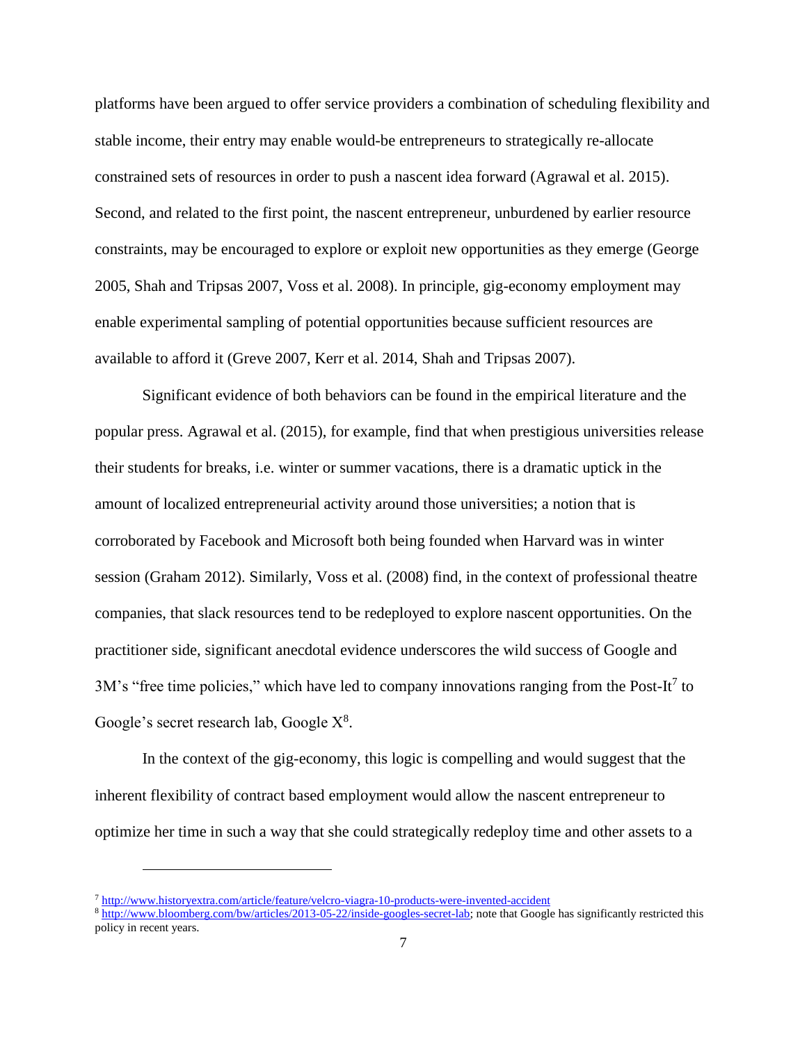platforms have been argued to offer service providers a combination of scheduling flexibility and stable income, their entry may enable would-be entrepreneurs to strategically re-allocate constrained sets of resources in order to push a nascent idea forward (Agrawal et al. 2015). Second, and related to the first point, the nascent entrepreneur, unburdened by earlier resource constraints, may be encouraged to explore or exploit new opportunities as they emerge (George 2005, Shah and Tripsas 2007, Voss et al. 2008). In principle, gig-economy employment may enable experimental sampling of potential opportunities because sufficient resources are available to afford it (Greve 2007, Kerr et al. 2014, Shah and Tripsas 2007).

Significant evidence of both behaviors can be found in the empirical literature and the popular press. Agrawal et al. (2015), for example, find that when prestigious universities release their students for breaks, i.e. winter or summer vacations, there is a dramatic uptick in the amount of localized entrepreneurial activity around those universities; a notion that is corroborated by Facebook and Microsoft both being founded when Harvard was in winter session (Graham 2012). Similarly, Voss et al. (2008) find, in the context of professional theatre companies, that slack resources tend to be redeployed to explore nascent opportunities. On the practitioner side, significant anecdotal evidence underscores the wild success of Google and 3M's "free time policies," which have led to company innovations ranging from the Post-It[7] to Google's secret research lab, Google X[8].

In the context of the gig-economy, this logic is compelling and would suggest that the inherent flexibility of contract based employment would allow the nascent entrepreneur to optimize her time in such a way that she could strategically redeploy time and other assets to a

---

[7] http://www.historyextra.com/article/feature/velcro-viagra-10-products-were-invented-accident

[8] http://www.bloomberg.com/bw/articles/2013-05-22/inside-googles-secret-lab; note that Google has significantly restricted this policy in recent years.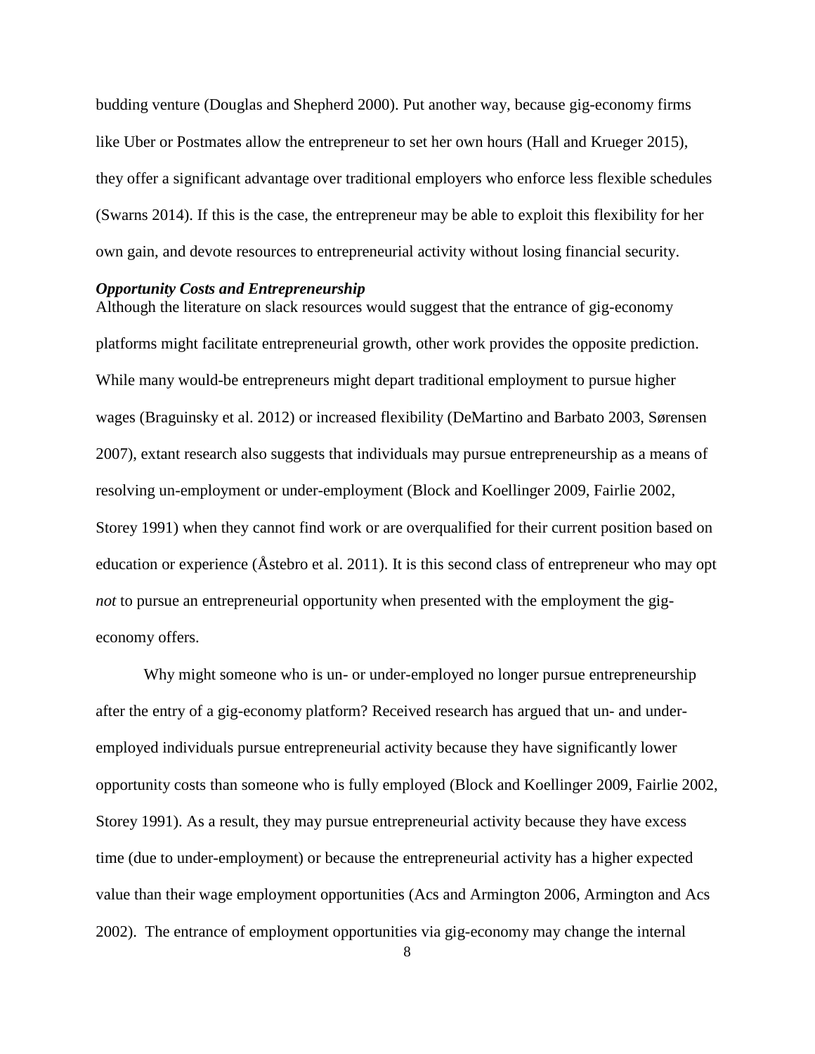budding venture (Douglas and Shepherd 2000). Put another way, because gig-economy firms like Uber or Postmates allow the entrepreneur to set her own hours (Hall and Krueger 2015), they offer a significant advantage over traditional employers who enforce less flexible schedules (Swarns 2014). If this is the case, the entrepreneur may be able to exploit this flexibility for her own gain, and devote resources to entrepreneurial activity without losing financial security.

### *Opportunity Costs and Entrepreneurship*

Although the literature on slack resources would suggest that the entrance of gig-economy platforms might facilitate entrepreneurial growth, other work provides the opposite prediction. While many would-be entrepreneurs might depart traditional employment to pursue higher wages (Braguinsky et al. 2012) or increased flexibility (DeMartino and Barbato 2003, Sørensen 2007), extant research also suggests that individuals may pursue entrepreneurship as a means of resolving un-employment or under-employment (Block and Koellinger 2009, Fairlie 2002, Storey 1991) when they cannot find work or are overqualified for their current position based on education or experience (Åstebro et al. 2011). It is this second class of entrepreneur who may opt *not* to pursue an entrepreneurial opportunity when presented with the employment the gig-economy offers.

Why might someone who is un- or under-employed no longer pursue entrepreneurship after the entry of a gig-economy platform? Received research has argued that un- and under-employed individuals pursue entrepreneurial activity because they have significantly lower opportunity costs than someone who is fully employed (Block and Koellinger 2009, Fairlie 2002, Storey 1991). As a result, they may pursue entrepreneurial activity because they have excess time (due to under-employment) or because the entrepreneurial activity has a higher expected value than their wage employment opportunities (Acs and Armington 2006, Armington and Acs 2002). The entrance of employment opportunities via gig-economy may change the internal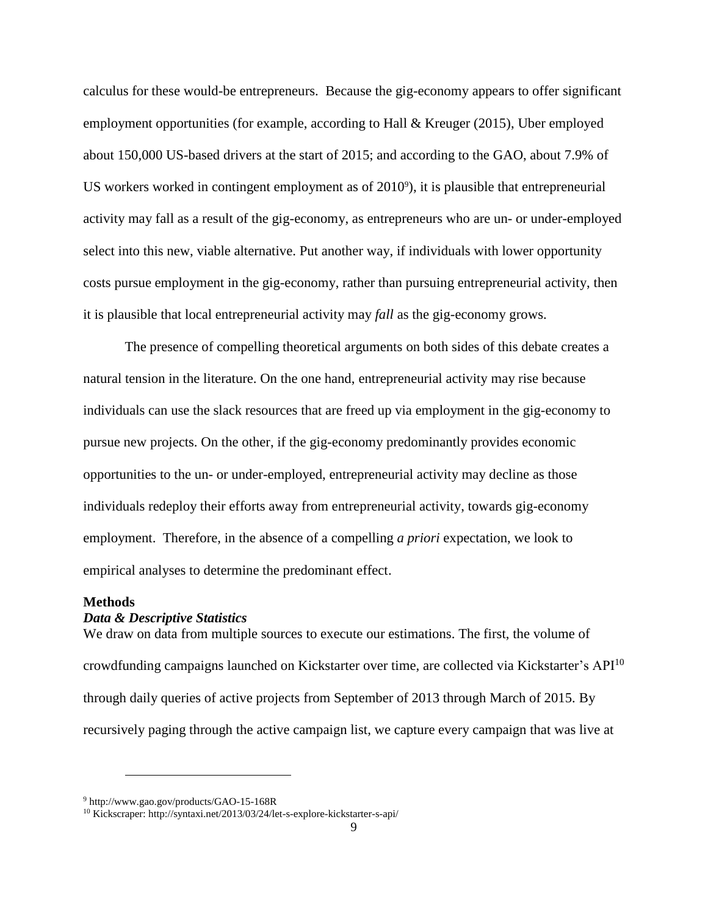calculus for these would-be entrepreneurs. Because the gig-economy appears to offer significant employment opportunities (for example, according to Hall & Kreuger (2015), Uber employed about 150,000 US-based drivers at the start of 2015; and according to the GAO, about 7.9% of US workers worked in contingent employment as of 2010[9]), it is plausible that entrepreneurial activity may fall as a result of the gig-economy, as entrepreneurs who are un- or under-employed select into this new, viable alternative. Put another way, if individuals with lower opportunity costs pursue employment in the gig-economy, rather than pursuing entrepreneurial activity, then it is plausible that local entrepreneurial activity may *fall* as the gig-economy grows.

The presence of compelling theoretical arguments on both sides of this debate creates a natural tension in the literature. On the one hand, entrepreneurial activity may rise because individuals can use the slack resources that are freed up via employment in the gig-economy to pursue new projects. On the other, if the gig-economy predominantly provides economic opportunities to the un- or under-employed, entrepreneurial activity may decline as those individuals redeploy their efforts away from entrepreneurial activity, towards gig-economy employment. Therefore, in the absence of a compelling *a priori* expectation, we look to empirical analyses to determine the predominant effect.

## Methods

### *Data & Descriptive Statistics*

We draw on data from multiple sources to execute our estimations. The first, the volume of crowdfunding campaigns launched on Kickstarter over time, are collected via Kickstarter's API[10] through daily queries of active projects from September of 2013 through March of 2015. By recursively paging through the active campaign list, we capture every campaign that was live at

---

[9] http://www.gao.gov/products/GAO-15-168R

[10] Kickscraper: http://syntaxi.net/2013/03/24/let-s-explore-kickstarter-s-api/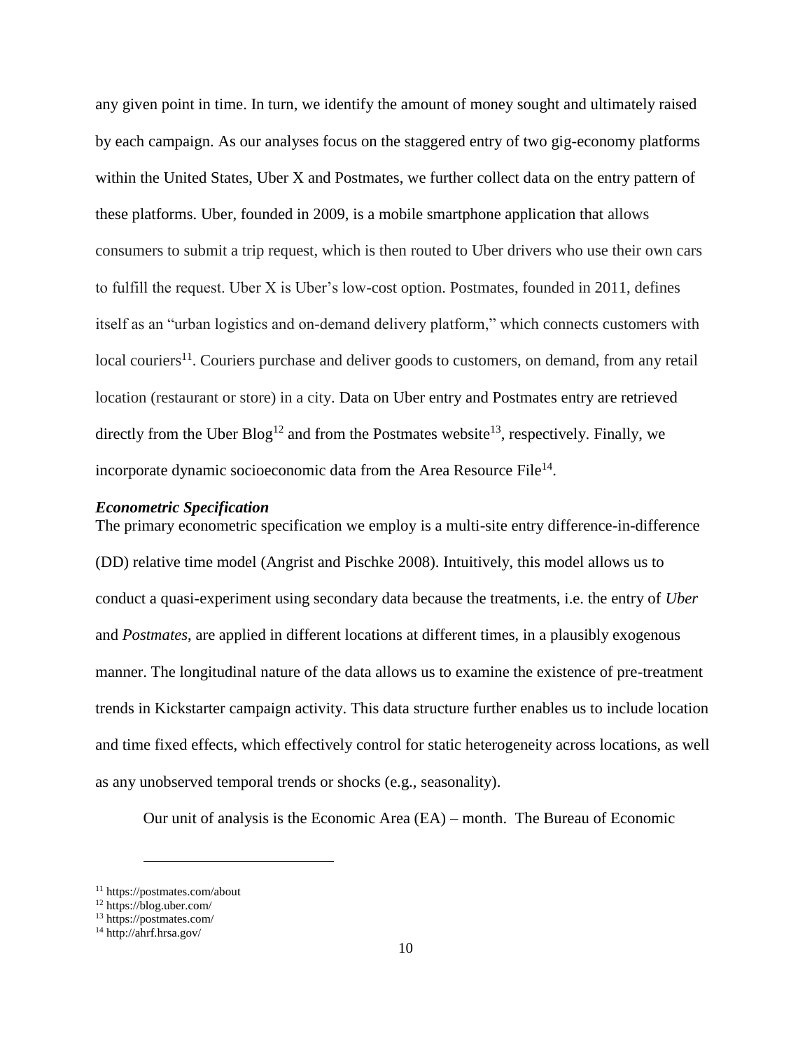any given point in time. In turn, we identify the amount of money sought and ultimately raised by each campaign. As our analyses focus on the staggered entry of two gig-economy platforms within the United States, Uber X and Postmates, we further collect data on the entry pattern of these platforms. Uber, founded in 2009, is a mobile smartphone application that allows consumers to submit a trip request, which is then routed to Uber drivers who use their own cars to fulfill the request. Uber X is Uber's low-cost option. Postmates, founded in 2011, defines itself as an "urban logistics and on-demand delivery platform," which connects customers with local couriers[11]. Couriers purchase and deliver goods to customers, on demand, from any retail location (restaurant or store) in a city. Data on Uber entry and Postmates entry are retrieved directly from the Uber Blog[12] and from the Postmates website[13], respectively. Finally, we incorporate dynamic socioeconomic data from the Area Resource File[14].

***Econometric Specification***

The primary econometric specification we employ is a multi-site entry difference-in-difference (DD) relative time model (Angrist and Pischke 2008). Intuitively, this model allows us to conduct a quasi-experiment using secondary data because the treatments, i.e. the entry of *Uber* and *Postmates*, are applied in different locations at different times, in a plausibly exogenous manner. The longitudinal nature of the data allows us to examine the existence of pre-treatment trends in Kickstarter campaign activity. This data structure further enables us to include location and time fixed effects, which effectively control for static heterogeneity across locations, as well as any unobserved temporal trends or shocks (e.g., seasonality).

Our unit of analysis is the Economic Area (EA) – month. The Bureau of Economic

[11] https://postmates.com/about
[12] https://blog.uber.com/
[13] https://postmates.com/
[14] http://ahrf.hrsa.gov/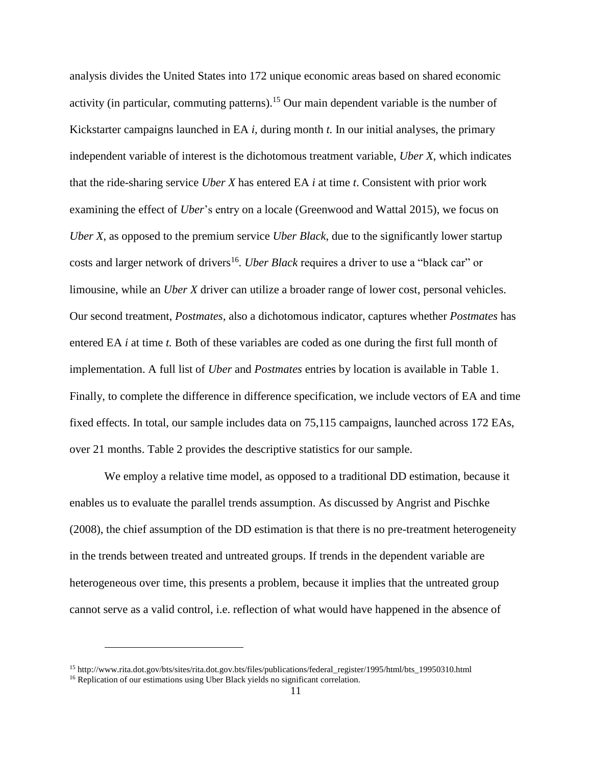analysis divides the United States into 172 unique economic areas based on shared economic activity (in particular, commuting patterns).[15] Our main dependent variable is the number of Kickstarter campaigns launched in EA *i*, during month *t.* In our initial analyses, the primary independent variable of interest is the dichotomous treatment variable, *Uber X*, which indicates that the ride-sharing service *Uber X* has entered EA *i* at time *t*. Consistent with prior work examining the effect of *Uber*'s entry on a locale (Greenwood and Wattal 2015), we focus on *Uber X*, as opposed to the premium service *Uber Black*, due to the significantly lower startup costs and larger network of drivers[16]. *Uber Black* requires a driver to use a "black car" or limousine, while an *Uber X* driver can utilize a broader range of lower cost, personal vehicles. Our second treatment, *Postmates*, also a dichotomous indicator, captures whether *Postmates* has entered EA *i* at time *t.* Both of these variables are coded as one during the first full month of implementation. A full list of *Uber* and *Postmates* entries by location is available in Table 1. Finally, to complete the difference in difference specification, we include vectors of EA and time fixed effects. In total, our sample includes data on 75,115 campaigns, launched across 172 EAs, over 21 months. Table 2 provides the descriptive statistics for our sample.

We employ a relative time model, as opposed to a traditional DD estimation, because it enables us to evaluate the parallel trends assumption. As discussed by Angrist and Pischke (2008), the chief assumption of the DD estimation is that there is no pre-treatment heterogeneity in the trends between treated and untreated groups. If trends in the dependent variable are heterogeneous over time, this presents a problem, because it implies that the untreated group cannot serve as a valid control, i.e. reflection of what would have happened in the absence of

---

[15] http://www.rita.dot.gov/bts/sites/rita.dot.gov.bts/files/publications/federal_register/1995/html/bts_19950310.html

[16] Replication of our estimations using Uber Black yields no significant correlation.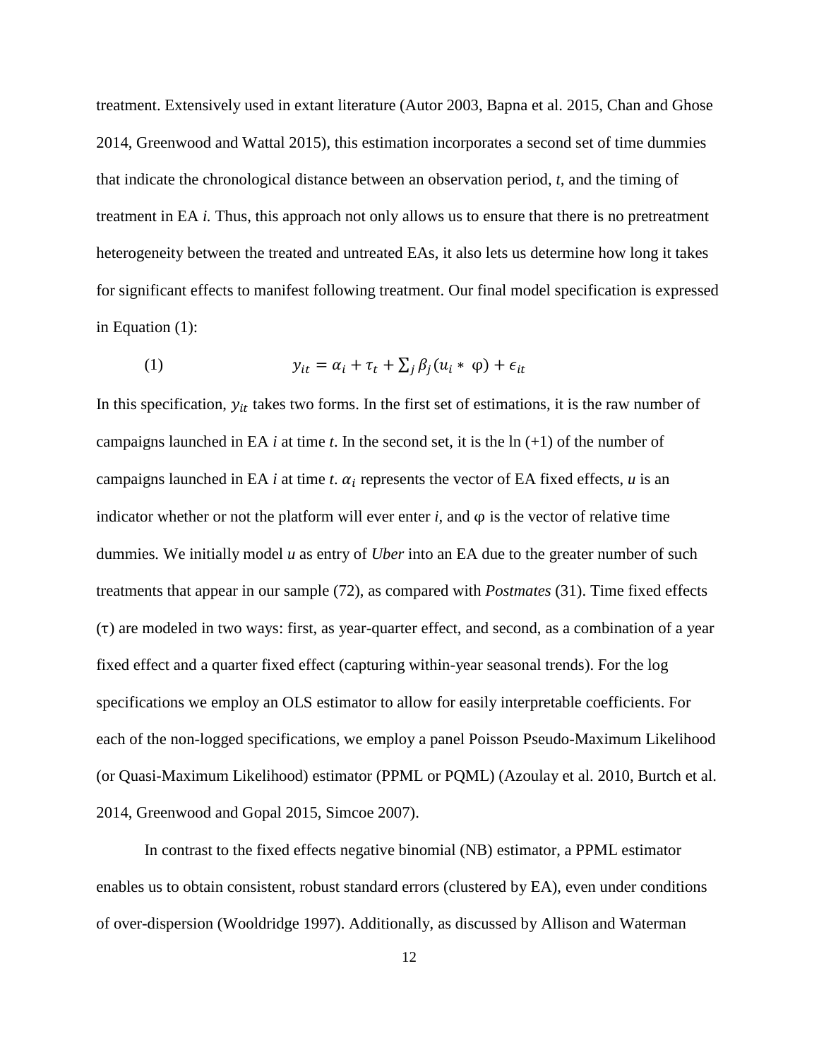treatment. Extensively used in extant literature (Autor 2003, Bapna et al. 2015, Chan and Ghose 2014, Greenwood and Wattal 2015), this estimation incorporates a second set of time dummies that indicate the chronological distance between an observation period, *t*, and the timing of treatment in EA *i.* Thus, this approach not only allows us to ensure that there is no pretreatment heterogeneity between the treated and untreated EAs, it also lets us determine how long it takes for significant effects to manifest following treatment. Our final model specification is expressed in Equation (1):

$$(1) \qquad y_{it} = \alpha_i + \tau_t + \sum_j \beta_j (u_i * \varphi) + \epsilon_{it}$$

In this specification, $y_{it}$ takes two forms. In the first set of estimations, it is the raw number of campaigns launched in EA *i* at time *t*. In the second set, it is the ln (+1) of the number of campaigns launched in EA *i* at time *t*. $\alpha_i$ represents the vector of EA fixed effects, *u* is an indicator whether or not the platform will ever enter *i*, and $\varphi$ is the vector of relative time dummies. We initially model *u* as entry of *Uber* into an EA due to the greater number of such treatments that appear in our sample (72), as compared with *Postmates* (31). Time fixed effects ($\tau$) are modeled in two ways: first, as year-quarter effect, and second, as a combination of a year fixed effect and a quarter fixed effect (capturing within-year seasonal trends). For the log specifications we employ an OLS estimator to allow for easily interpretable coefficients. For each of the non-logged specifications, we employ a panel Poisson Pseudo-Maximum Likelihood (or Quasi-Maximum Likelihood) estimator (PPML or PQML) (Azoulay et al. 2010, Burtch et al. 2014, Greenwood and Gopal 2015, Simcoe 2007).

In contrast to the fixed effects negative binomial (NB) estimator, a PPML estimator enables us to obtain consistent, robust standard errors (clustered by EA), even under conditions of over-dispersion (Wooldridge 1997). Additionally, as discussed by Allison and Waterman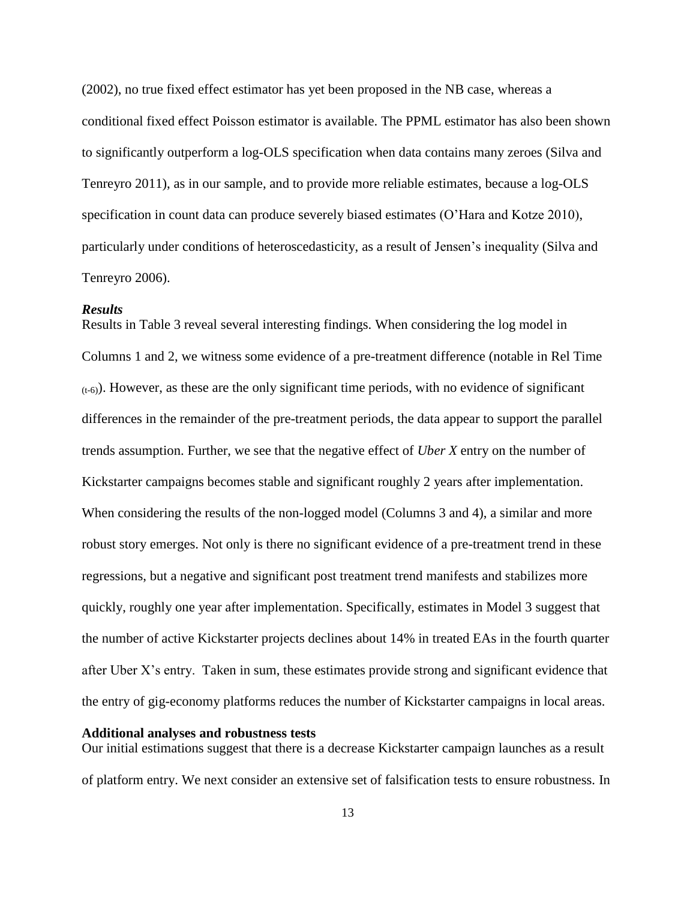(2002), no true fixed effect estimator has yet been proposed in the NB case, whereas a conditional fixed effect Poisson estimator is available. The PPML estimator has also been shown to significantly outperform a log-OLS specification when data contains many zeroes (Silva and Tenreyro 2011), as in our sample, and to provide more reliable estimates, because a log-OLS specification in count data can produce severely biased estimates (O'Hara and Kotze 2010), particularly under conditions of heteroscedasticity, as a result of Jensen's inequality (Silva and Tenreyro 2006).

### *Results*

Results in Table 3 reveal several interesting findings. When considering the log model in Columns 1 and 2, we witness some evidence of a pre-treatment difference (notable in Rel Time $_{(t-6)}$). However, as these are the only significant time periods, with no evidence of significant differences in the remainder of the pre-treatment periods, the data appear to support the parallel trends assumption. Further, we see that the negative effect of *Uber X* entry on the number of Kickstarter campaigns becomes stable and significant roughly 2 years after implementation. When considering the results of the non-logged model (Columns 3 and 4), a similar and more robust story emerges. Not only is there no significant evidence of a pre-treatment trend in these regressions, but a negative and significant post treatment trend manifests and stabilizes more quickly, roughly one year after implementation. Specifically, estimates in Model 3 suggest that the number of active Kickstarter projects declines about 14% in treated EAs in the fourth quarter after Uber X's entry. Taken in sum, these estimates provide strong and significant evidence that the entry of gig-economy platforms reduces the number of Kickstarter campaigns in local areas.

### Additional analyses and robustness tests

Our initial estimations suggest that there is a decrease Kickstarter campaign launches as a result of platform entry. We next consider an extensive set of falsification tests to ensure robustness. In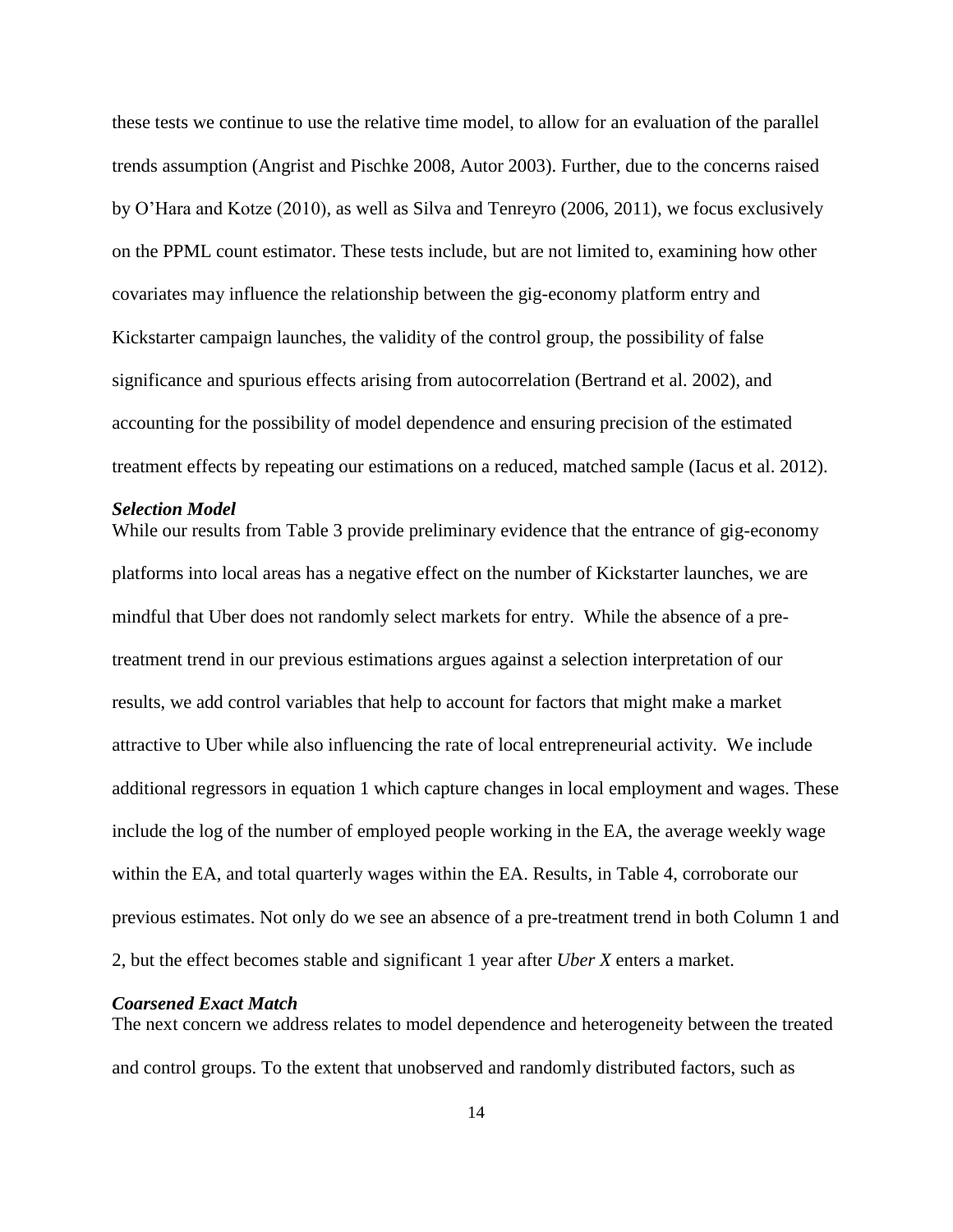these tests we continue to use the relative time model, to allow for an evaluation of the parallel trends assumption (Angrist and Pischke 2008, Autor 2003). Further, due to the concerns raised by O'Hara and Kotze (2010), as well as Silva and Tenreyro (2006, 2011), we focus exclusively on the PPML count estimator. These tests include, but are not limited to, examining how other covariates may influence the relationship between the gig-economy platform entry and Kickstarter campaign launches, the validity of the control group, the possibility of false significance and spurious effects arising from autocorrelation (Bertrand et al. 2002), and accounting for the possibility of model dependence and ensuring precision of the estimated treatment effects by repeating our estimations on a reduced, matched sample (Iacus et al. 2012).

### *Selection Model*

While our results from Table 3 provide preliminary evidence that the entrance of gig-economy platforms into local areas has a negative effect on the number of Kickstarter launches, we are mindful that Uber does not randomly select markets for entry. While the absence of a pre-treatment trend in our previous estimations argues against a selection interpretation of our results, we add control variables that help to account for factors that might make a market attractive to Uber while also influencing the rate of local entrepreneurial activity. We include additional regressors in equation 1 which capture changes in local employment and wages. These include the log of the number of employed people working in the EA, the average weekly wage within the EA, and total quarterly wages within the EA. Results, in Table 4, corroborate our previous estimates. Not only do we see an absence of a pre-treatment trend in both Column 1 and 2, but the effect becomes stable and significant 1 year after *Uber X* enters a market.

### *Coarsened Exact Match*

The next concern we address relates to model dependence and heterogeneity between the treated and control groups. To the extent that unobserved and randomly distributed factors, such as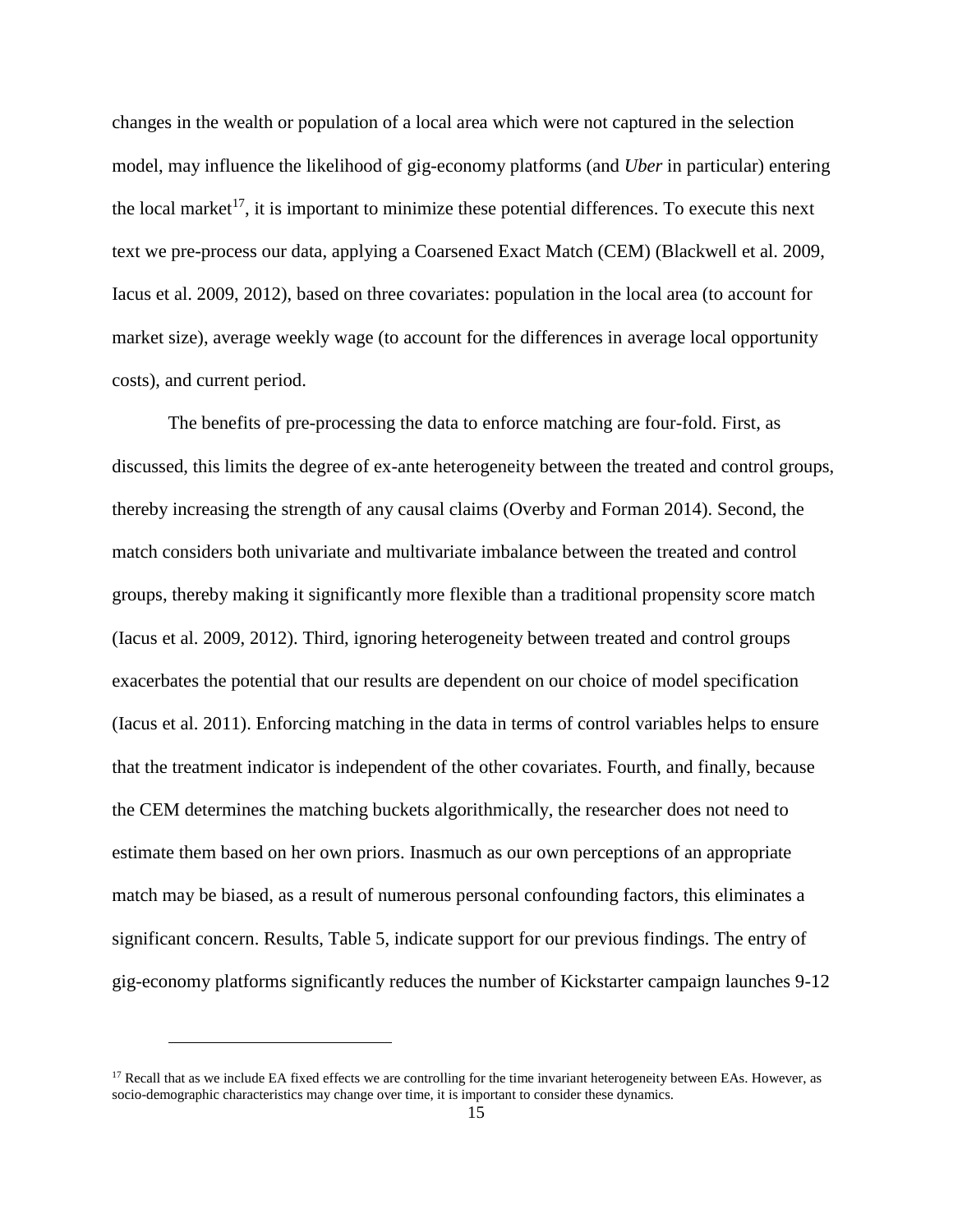changes in the wealth or population of a local area which were not captured in the selection model, may influence the likelihood of gig-economy platforms (and *Uber* in particular) entering the local market[17], it is important to minimize these potential differences. To execute this next text we pre-process our data, applying a Coarsened Exact Match (CEM) (Blackwell et al. 2009, Iacus et al. 2009, 2012), based on three covariates: population in the local area (to account for market size), average weekly wage (to account for the differences in average local opportunity costs), and current period.

The benefits of pre-processing the data to enforce matching are four-fold. First, as discussed, this limits the degree of ex-ante heterogeneity between the treated and control groups, thereby increasing the strength of any causal claims (Overby and Forman 2014). Second, the match considers both univariate and multivariate imbalance between the treated and control groups, thereby making it significantly more flexible than a traditional propensity score match (Iacus et al. 2009, 2012). Third, ignoring heterogeneity between treated and control groups exacerbates the potential that our results are dependent on our choice of model specification (Iacus et al. 2011). Enforcing matching in the data in terms of control variables helps to ensure that the treatment indicator is independent of the other covariates. Fourth, and finally, because the CEM determines the matching buckets algorithmically, the researcher does not need to estimate them based on her own priors. Inasmuch as our own perceptions of an appropriate match may be biased, as a result of numerous personal confounding factors, this eliminates a significant concern. Results, Table 5, indicate support for our previous findings. The entry of gig-economy platforms significantly reduces the number of Kickstarter campaign launches 9-12

[17] Recall that as we include EA fixed effects we are controlling for the time invariant heterogeneity between EAs. However, as socio-demographic characteristics may change over time, it is important to consider these dynamics.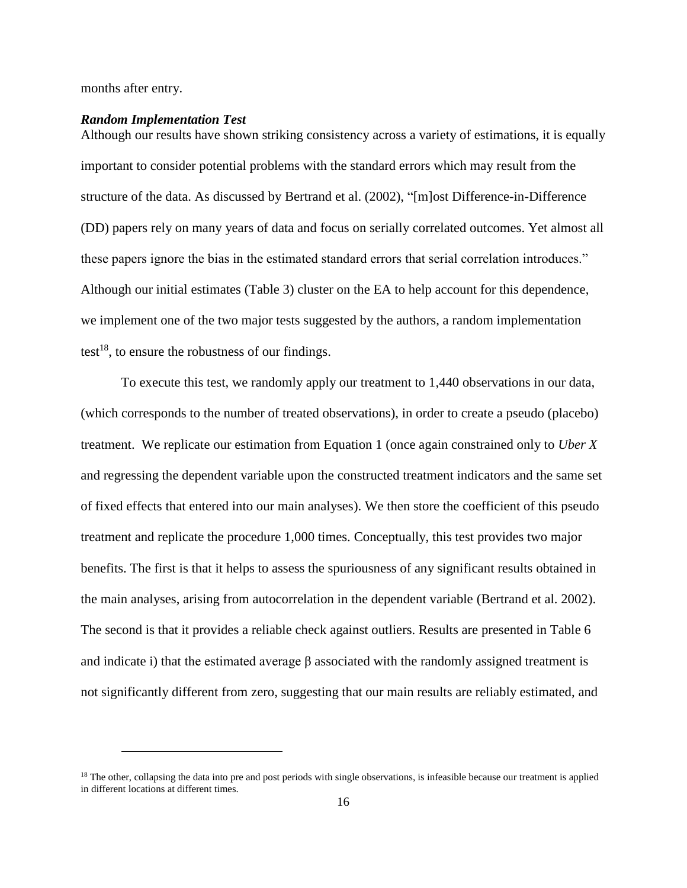months after entry.

***Random Implementation Test***

Although our results have shown striking consistency across a variety of estimations, it is equally important to consider potential problems with the standard errors which may result from the structure of the data. As discussed by Bertrand et al. (2002), "[m]ost Difference-in-Difference (DD) papers rely on many years of data and focus on serially correlated outcomes. Yet almost all these papers ignore the bias in the estimated standard errors that serial correlation introduces." Although our initial estimates (Table 3) cluster on the EA to help account for this dependence, we implement one of the two major tests suggested by the authors, a random implementation test[18], to ensure the robustness of our findings.

To execute this test, we randomly apply our treatment to 1,440 observations in our data, (which corresponds to the number of treated observations), in order to create a pseudo (placebo) treatment. We replicate our estimation from Equation 1 (once again constrained only to *Uber X* and regressing the dependent variable upon the constructed treatment indicators and the same set of fixed effects that entered into our main analyses). We then store the coefficient of this pseudo treatment and replicate the procedure 1,000 times. Conceptually, this test provides two major benefits. The first is that it helps to assess the spuriousness of any significant results obtained in the main analyses, arising from autocorrelation in the dependent variable (Bertrand et al. 2002). The second is that it provides a reliable check against outliers. Results are presented in Table 6 and indicate i) that the estimated average β associated with the randomly assigned treatment is not significantly different from zero, suggesting that our main results are reliably estimated, and

[18] The other, collapsing the data into pre and post periods with single observations, is infeasible because our treatment is applied in different locations at different times.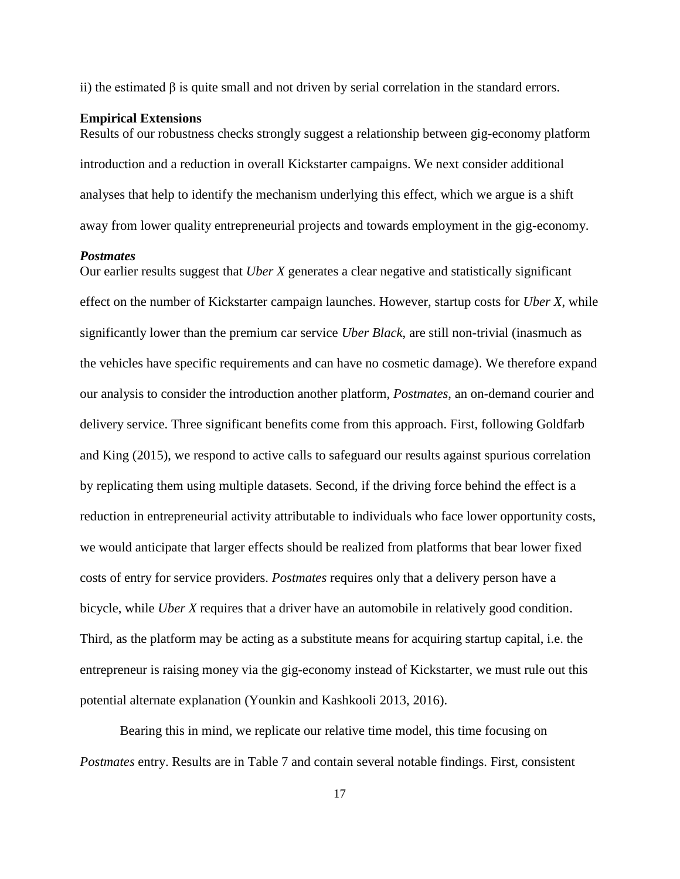ii) the estimated $\beta$ is quite small and not driven by serial correlation in the standard errors.

**Empirical Extensions**

Results of our robustness checks strongly suggest a relationship between gig-economy platform introduction and a reduction in overall Kickstarter campaigns. We next consider additional analyses that help to identify the mechanism underlying this effect, which we argue is a shift away from lower quality entrepreneurial projects and towards employment in the gig-economy.

***Postmates***

Our earlier results suggest that *Uber X* generates a clear negative and statistically significant effect on the number of Kickstarter campaign launches. However, startup costs for *Uber X*, while significantly lower than the premium car service *Uber Black*, are still non-trivial (inasmuch as the vehicles have specific requirements and can have no cosmetic damage). We therefore expand our analysis to consider the introduction another platform, *Postmates*, an on-demand courier and delivery service. Three significant benefits come from this approach. First, following Goldfarb and King (2015), we respond to active calls to safeguard our results against spurious correlation by replicating them using multiple datasets. Second, if the driving force behind the effect is a reduction in entrepreneurial activity attributable to individuals who face lower opportunity costs, we would anticipate that larger effects should be realized from platforms that bear lower fixed costs of entry for service providers. *Postmates* requires only that a delivery person have a bicycle, while *Uber X* requires that a driver have an automobile in relatively good condition. Third, as the platform may be acting as a substitute means for acquiring startup capital, i.e. the entrepreneur is raising money via the gig-economy instead of Kickstarter, we must rule out this potential alternate explanation (Younkin and Kashkooli 2013, 2016).

Bearing this in mind, we replicate our relative time model, this time focusing on *Postmates* entry. Results are in Table 7 and contain several notable findings. First, consistent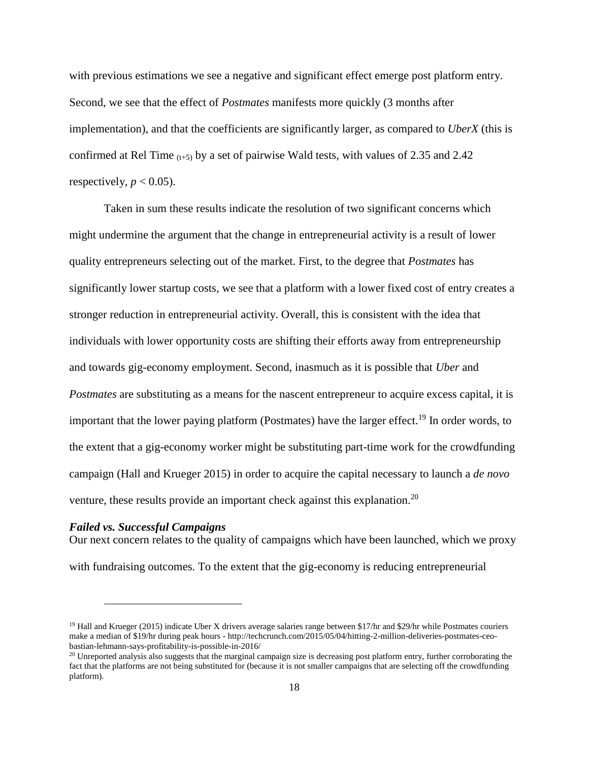with previous estimations we see a negative and significant effect emerge post platform entry. Second, we see that the effect of *Postmates* manifests more quickly (3 months after implementation), and that the coefficients are significantly larger, as compared to *UberX* (this is confirmed at Rel Time $_{(t+5)}$ by a set of pairwise Wald tests, with values of 2.35 and 2.42 respectively, $p < 0.05$).

Taken in sum these results indicate the resolution of two significant concerns which might undermine the argument that the change in entrepreneurial activity is a result of lower quality entrepreneurs selecting out of the market. First, to the degree that *Postmates* has significantly lower startup costs, we see that a platform with a lower fixed cost of entry creates a stronger reduction in entrepreneurial activity. Overall, this is consistent with the idea that individuals with lower opportunity costs are shifting their efforts away from entrepreneurship and towards gig-economy employment. Second, inasmuch as it is possible that *Uber* and *Postmates* are substituting as a means for the nascent entrepreneur to acquire excess capital, it is important that the lower paying platform (Postmates) have the larger effect.[19] In order words, to the extent that a gig-economy worker might be substituting part-time work for the crowdfunding campaign (Hall and Krueger 2015) in order to acquire the capital necessary to launch a *de novo* venture, these results provide an important check against this explanation.[20]

***Failed vs. Successful Campaigns***

Our next concern relates to the quality of campaigns which have been launched, which we proxy with fundraising outcomes. To the extent that the gig-economy is reducing entrepreneurial

---

[19] Hall and Krueger (2015) indicate Uber X drivers average salaries range between $17/hr and $29/hr while Postmates couriers make a median of $19/hr during peak hours - http://techcrunch.com/2015/05/04/hitting-2-million-deliveries-postmates-ceo-bastian-lehmann-says-profitability-is-possible-in-2016/

[20] Unreported analysis also suggests that the marginal campaign size is decreasing post platform entry, further corroborating the fact that the platforms are not being substituted for (because it is not smaller campaigns that are selecting off the crowdfunding platform).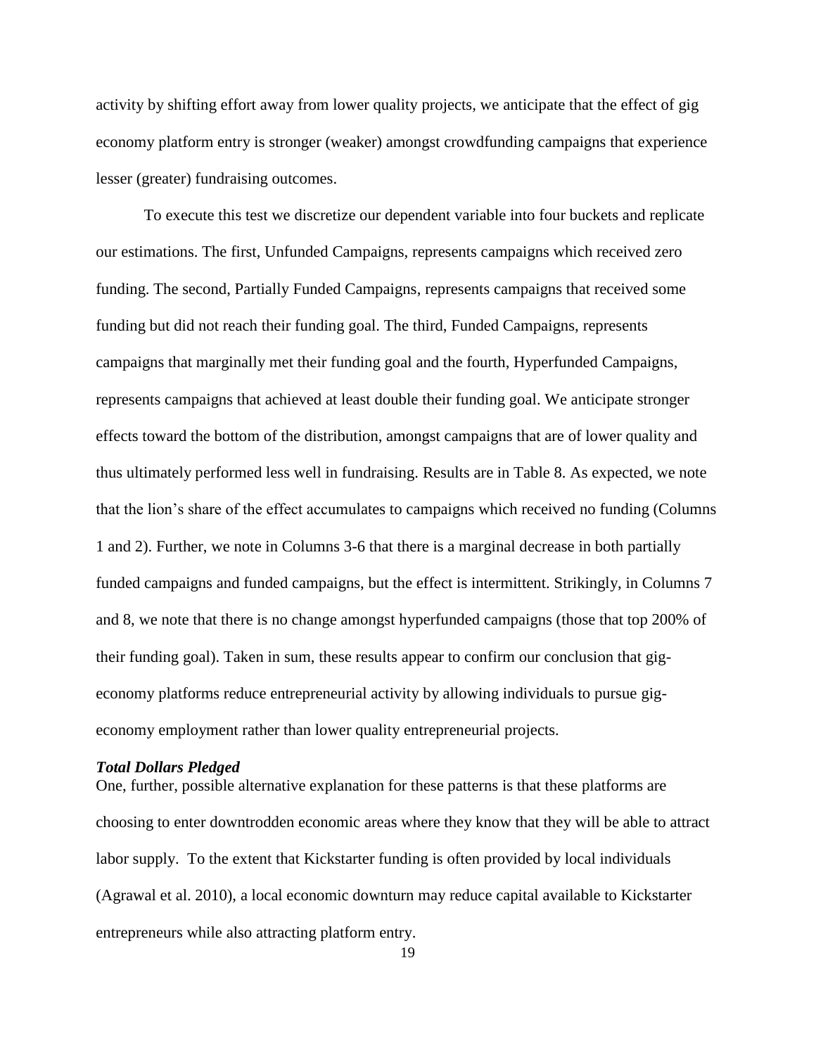activity by shifting effort away from lower quality projects, we anticipate that the effect of gig economy platform entry is stronger (weaker) amongst crowdfunding campaigns that experience lesser (greater) fundraising outcomes.

To execute this test we discretize our dependent variable into four buckets and replicate our estimations. The first, Unfunded Campaigns, represents campaigns which received zero funding. The second, Partially Funded Campaigns, represents campaigns that received some funding but did not reach their funding goal. The third, Funded Campaigns, represents campaigns that marginally met their funding goal and the fourth, Hyperfunded Campaigns, represents campaigns that achieved at least double their funding goal. We anticipate stronger effects toward the bottom of the distribution, amongst campaigns that are of lower quality and thus ultimately performed less well in fundraising. Results are in Table 8. As expected, we note that the lion's share of the effect accumulates to campaigns which received no funding (Columns 1 and 2). Further, we note in Columns 3-6 that there is a marginal decrease in both partially funded campaigns and funded campaigns, but the effect is intermittent. Strikingly, in Columns 7 and 8, we note that there is no change amongst hyperfunded campaigns (those that top 200% of their funding goal). Taken in sum, these results appear to confirm our conclusion that gig-economy platforms reduce entrepreneurial activity by allowing individuals to pursue gig-economy employment rather than lower quality entrepreneurial projects.

### *Total Dollars Pledged*

One, further, possible alternative explanation for these patterns is that these platforms are choosing to enter downtrodden economic areas where they know that they will be able to attract labor supply. To the extent that Kickstarter funding is often provided by local individuals (Agrawal et al. 2010), a local economic downturn may reduce capital available to Kickstarter entrepreneurs while also attracting platform entry.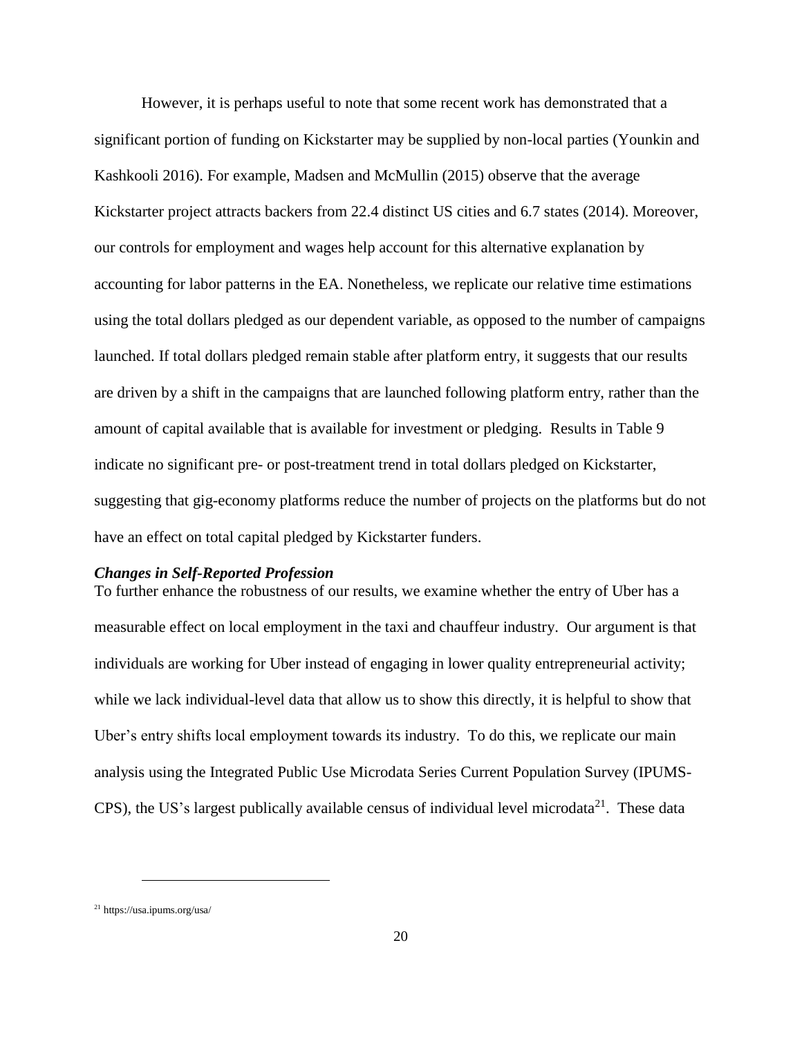However, it is perhaps useful to note that some recent work has demonstrated that a significant portion of funding on Kickstarter may be supplied by non-local parties (Younkin and Kashkooli 2016). For example, Madsen and McMullin (2015) observe that the average Kickstarter project attracts backers from 22.4 distinct US cities and 6.7 states (2014). Moreover, our controls for employment and wages help account for this alternative explanation by accounting for labor patterns in the EA. Nonetheless, we replicate our relative time estimations using the total dollars pledged as our dependent variable, as opposed to the number of campaigns launched. If total dollars pledged remain stable after platform entry, it suggests that our results are driven by a shift in the campaigns that are launched following platform entry, rather than the amount of capital available that is available for investment or pledging. Results in Table 9 indicate no significant pre- or post-treatment trend in total dollars pledged on Kickstarter, suggesting that gig-economy platforms reduce the number of projects on the platforms but do not have an effect on total capital pledged by Kickstarter funders.

***Changes in Self-Reported Profession***

To further enhance the robustness of our results, we examine whether the entry of Uber has a measurable effect on local employment in the taxi and chauffeur industry. Our argument is that individuals are working for Uber instead of engaging in lower quality entrepreneurial activity; while we lack individual-level data that allow us to show this directly, it is helpful to show that Uber's entry shifts local employment towards its industry. To do this, we replicate our main analysis using the Integrated Public Use Microdata Series Current Population Survey (IPUMS-CPS), the US's largest publically available census of individual level microdata[21]. These data

[21] https://usa.ipums.org/usa/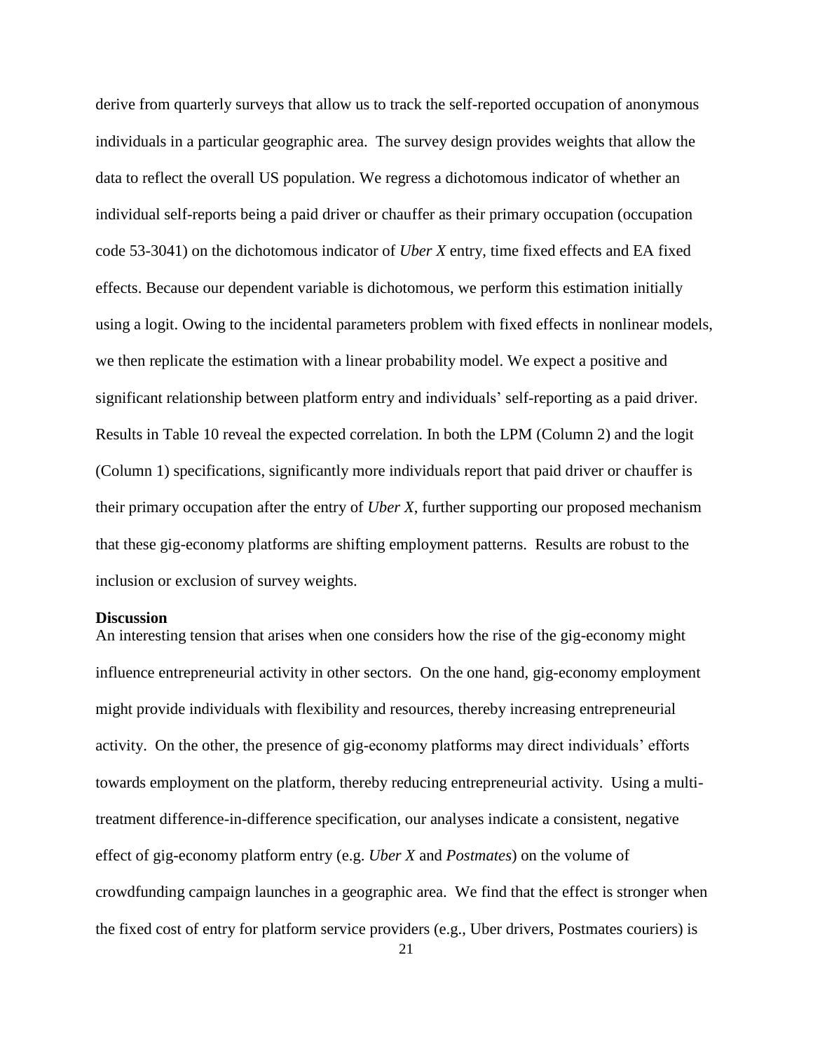derive from quarterly surveys that allow us to track the self-reported occupation of anonymous individuals in a particular geographic area. The survey design provides weights that allow the data to reflect the overall US population. We regress a dichotomous indicator of whether an individual self-reports being a paid driver or chauffer as their primary occupation (occupation code 53-3041) on the dichotomous indicator of *Uber X* entry, time fixed effects and EA fixed effects. Because our dependent variable is dichotomous, we perform this estimation initially using a logit. Owing to the incidental parameters problem with fixed effects in nonlinear models, we then replicate the estimation with a linear probability model. We expect a positive and significant relationship between platform entry and individuals' self-reporting as a paid driver. Results in Table 10 reveal the expected correlation. In both the LPM (Column 2) and the logit (Column 1) specifications, significantly more individuals report that paid driver or chauffer is their primary occupation after the entry of *Uber X*, further supporting our proposed mechanism that these gig-economy platforms are shifting employment patterns. Results are robust to the inclusion or exclusion of survey weights.

## Discussion

An interesting tension that arises when one considers how the rise of the gig-economy might influence entrepreneurial activity in other sectors. On the one hand, gig-economy employment might provide individuals with flexibility and resources, thereby increasing entrepreneurial activity. On the other, the presence of gig-economy platforms may direct individuals' efforts towards employment on the platform, thereby reducing entrepreneurial activity. Using a multi-treatment difference-in-difference specification, our analyses indicate a consistent, negative effect of gig-economy platform entry (e.g. *Uber X* and *Postmates*) on the volume of crowdfunding campaign launches in a geographic area. We find that the effect is stronger when the fixed cost of entry for platform service providers (e.g., Uber drivers, Postmates couriers) is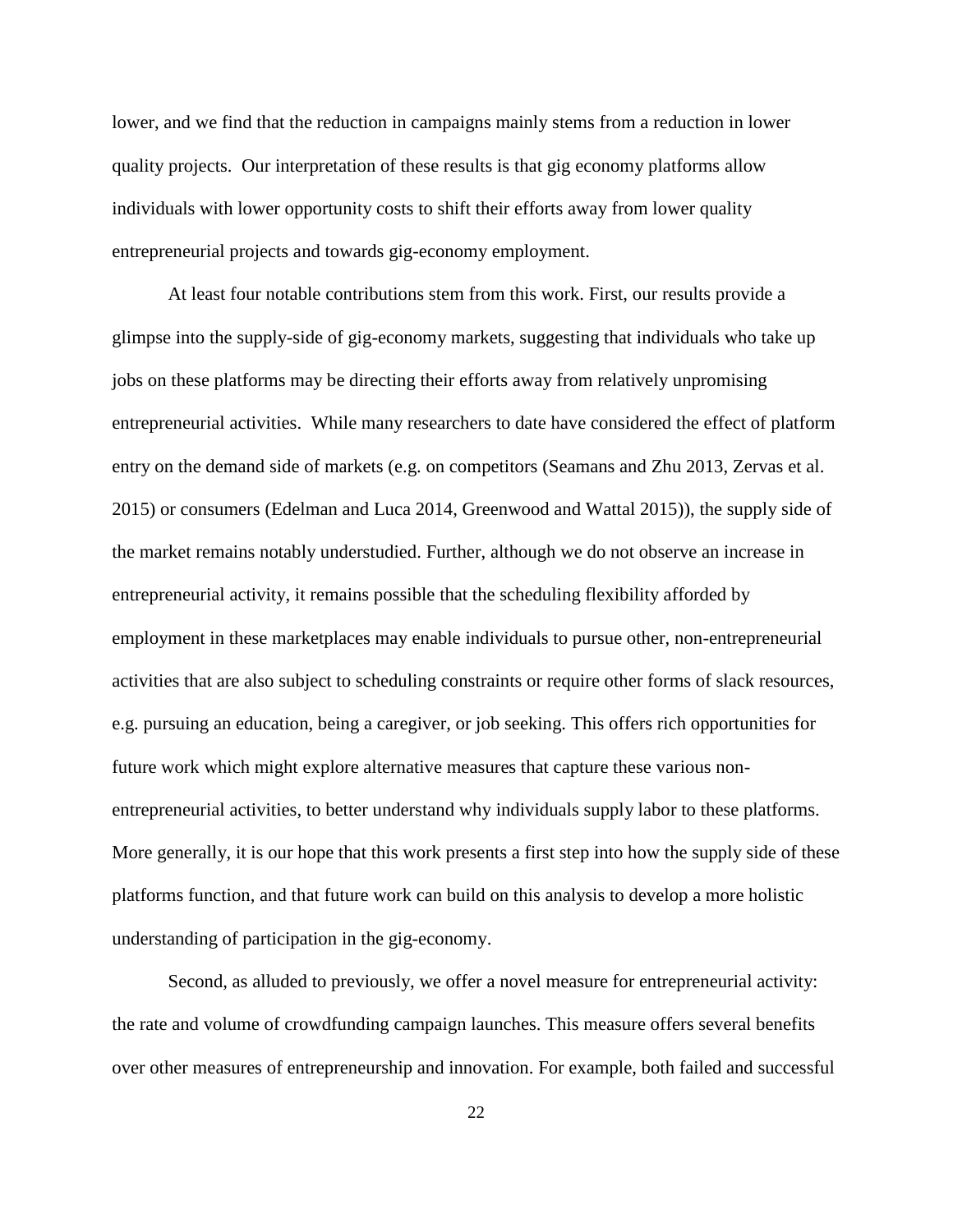lower, and we find that the reduction in campaigns mainly stems from a reduction in lower quality projects. Our interpretation of these results is that gig economy platforms allow individuals with lower opportunity costs to shift their efforts away from lower quality entrepreneurial projects and towards gig-economy employment.

At least four notable contributions stem from this work. First, our results provide a glimpse into the supply-side of gig-economy markets, suggesting that individuals who take up jobs on these platforms may be directing their efforts away from relatively unpromising entrepreneurial activities. While many researchers to date have considered the effect of platform entry on the demand side of markets (e.g. on competitors (Seamans and Zhu 2013, Zervas et al. 2015) or consumers (Edelman and Luca 2014, Greenwood and Wattal 2015)), the supply side of the market remains notably understudied. Further, although we do not observe an increase in entrepreneurial activity, it remains possible that the scheduling flexibility afforded by employment in these marketplaces may enable individuals to pursue other, non-entrepreneurial activities that are also subject to scheduling constraints or require other forms of slack resources, e.g. pursuing an education, being a caregiver, or job seeking. This offers rich opportunities for future work which might explore alternative measures that capture these various non-entrepreneurial activities, to better understand why individuals supply labor to these platforms. More generally, it is our hope that this work presents a first step into how the supply side of these platforms function, and that future work can build on this analysis to develop a more holistic understanding of participation in the gig-economy.

Second, as alluded to previously, we offer a novel measure for entrepreneurial activity: the rate and volume of crowdfunding campaign launches. This measure offers several benefits over other measures of entrepreneurship and innovation. For example, both failed and successful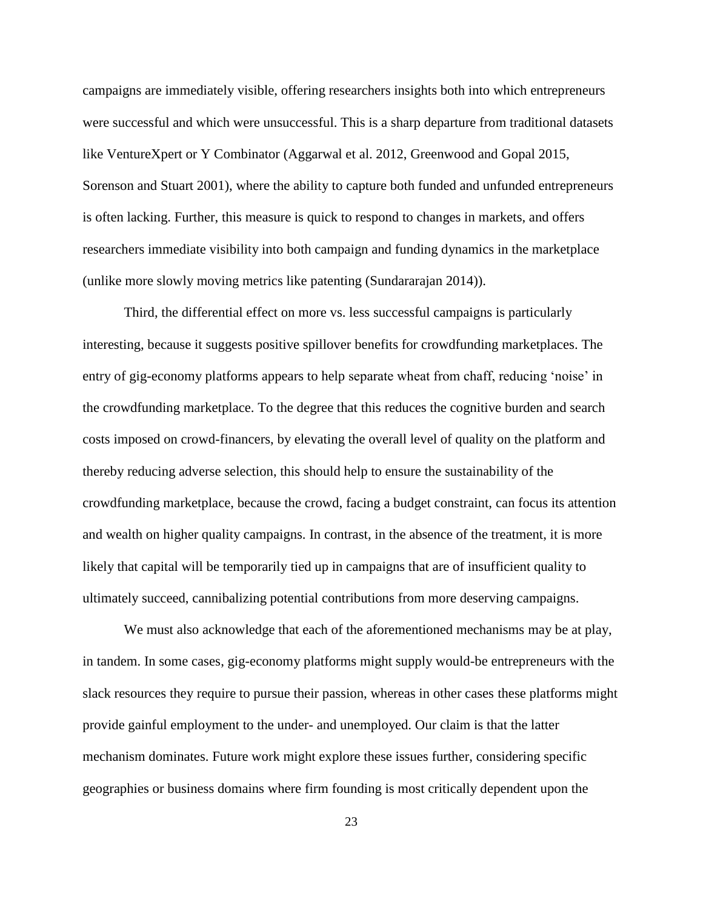campaigns are immediately visible, offering researchers insights both into which entrepreneurs were successful and which were unsuccessful. This is a sharp departure from traditional datasets like VentureXpert or Y Combinator (Aggarwal et al. 2012, Greenwood and Gopal 2015, Sorenson and Stuart 2001), where the ability to capture both funded and unfunded entrepreneurs is often lacking. Further, this measure is quick to respond to changes in markets, and offers researchers immediate visibility into both campaign and funding dynamics in the marketplace (unlike more slowly moving metrics like patenting (Sundararajan 2014)).

Third, the differential effect on more vs. less successful campaigns is particularly interesting, because it suggests positive spillover benefits for crowdfunding marketplaces. The entry of gig-economy platforms appears to help separate wheat from chaff, reducing 'noise' in the crowdfunding marketplace. To the degree that this reduces the cognitive burden and search costs imposed on crowd-financers, by elevating the overall level of quality on the platform and thereby reducing adverse selection, this should help to ensure the sustainability of the crowdfunding marketplace, because the crowd, facing a budget constraint, can focus its attention and wealth on higher quality campaigns. In contrast, in the absence of the treatment, it is more likely that capital will be temporarily tied up in campaigns that are of insufficient quality to ultimately succeed, cannibalizing potential contributions from more deserving campaigns.

We must also acknowledge that each of the aforementioned mechanisms may be at play, in tandem. In some cases, gig-economy platforms might supply would-be entrepreneurs with the slack resources they require to pursue their passion, whereas in other cases these platforms might provide gainful employment to the under- and unemployed. Our claim is that the latter mechanism dominates. Future work might explore these issues further, considering specific geographies or business domains where firm founding is most critically dependent upon the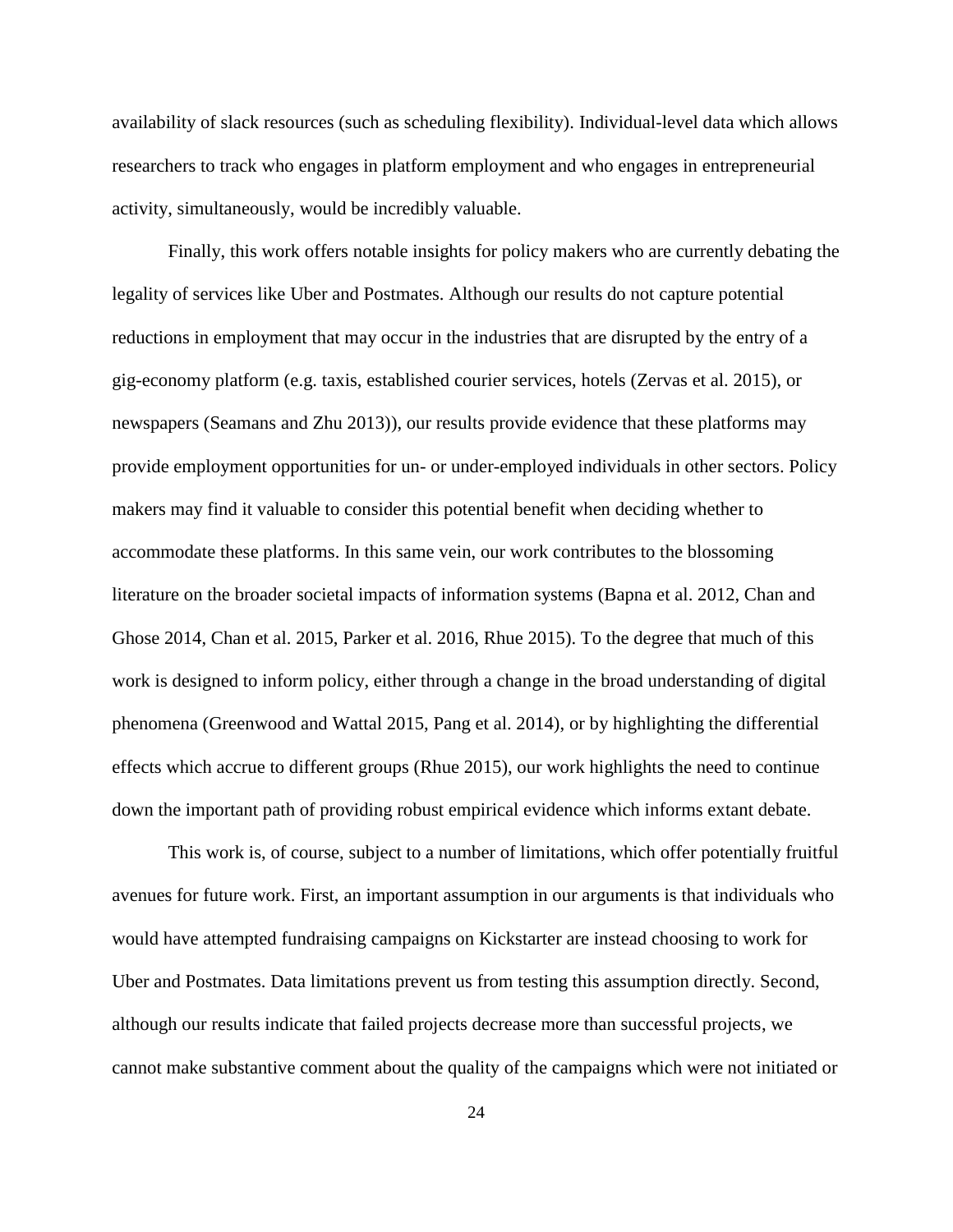availability of slack resources (such as scheduling flexibility). Individual-level data which allows researchers to track who engages in platform employment and who engages in entrepreneurial activity, simultaneously, would be incredibly valuable.

Finally, this work offers notable insights for policy makers who are currently debating the legality of services like Uber and Postmates. Although our results do not capture potential reductions in employment that may occur in the industries that are disrupted by the entry of a gig-economy platform (e.g. taxis, established courier services, hotels (Zervas et al. 2015), or newspapers (Seamans and Zhu 2013)), our results provide evidence that these platforms may provide employment opportunities for un- or under-employed individuals in other sectors. Policy makers may find it valuable to consider this potential benefit when deciding whether to accommodate these platforms. In this same vein, our work contributes to the blossoming literature on the broader societal impacts of information systems (Bapna et al. 2012, Chan and Ghose 2014, Chan et al. 2015, Parker et al. 2016, Rhue 2015). To the degree that much of this work is designed to inform policy, either through a change in the broad understanding of digital phenomena (Greenwood and Wattal 2015, Pang et al. 2014), or by highlighting the differential effects which accrue to different groups (Rhue 2015), our work highlights the need to continue down the important path of providing robust empirical evidence which informs extant debate.

This work is, of course, subject to a number of limitations, which offer potentially fruitful avenues for future work. First, an important assumption in our arguments is that individuals who would have attempted fundraising campaigns on Kickstarter are instead choosing to work for Uber and Postmates. Data limitations prevent us from testing this assumption directly. Second, although our results indicate that failed projects decrease more than successful projects, we cannot make substantive comment about the quality of the campaigns which were not initiated or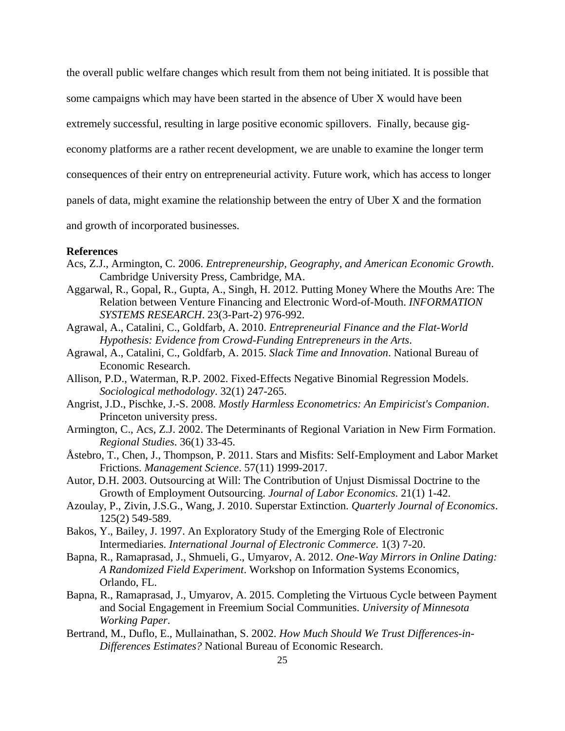the overall public welfare changes which result from them not being initiated. It is possible that some campaigns which may have been started in the absence of Uber X would have been extremely successful, resulting in large positive economic spillovers. Finally, because gig-economy platforms are a rather recent development, we are unable to examine the longer term consequences of their entry on entrepreneurial activity. Future work, which has access to longer panels of data, might examine the relationship between the entry of Uber X and the formation and growth of incorporated businesses.

**References**

Acs, Z.J., Armington, C. 2006. *Entrepreneurship, Geography, and American Economic Growth*. Cambridge University Press, Cambridge, MA.

Aggarwal, R., Gopal, R., Gupta, A., Singh, H. 2012. Putting Money Where the Mouths Are: The Relation between Venture Financing and Electronic Word-of-Mouth. *INFORMATION SYSTEMS RESEARCH*. 23(3-Part-2) 976-992.

Agrawal, A., Catalini, C., Goldfarb, A. 2010. *Entrepreneurial Finance and the Flat-World Hypothesis: Evidence from Crowd-Funding Entrepreneurs in the Arts*.

Agrawal, A., Catalini, C., Goldfarb, A. 2015. *Slack Time and Innovation*. National Bureau of Economic Research.

Allison, P.D., Waterman, R.P. 2002. Fixed-Effects Negative Binomial Regression Models. *Sociological methodology*. 32(1) 247-265.

Angrist, J.D., Pischke, J.-S. 2008. *Mostly Harmless Econometrics: An Empiricist's Companion*. Princeton university press.

Armington, C., Acs, Z.J. 2002. The Determinants of Regional Variation in New Firm Formation. *Regional Studies*. 36(1) 33-45.

Åstebro, T., Chen, J., Thompson, P. 2011. Stars and Misfits: Self-Employment and Labor Market Frictions. *Management Science*. 57(11) 1999-2017.

Autor, D.H. 2003. Outsourcing at Will: The Contribution of Unjust Dismissal Doctrine to the Growth of Employment Outsourcing. *Journal of Labor Economics*. 21(1) 1-42.

Azoulay, P., Zivin, J.S.G., Wang, J. 2010. Superstar Extinction. *Quarterly Journal of Economics*. 125(2) 549-589.

Bakos, Y., Bailey, J. 1997. An Exploratory Study of the Emerging Role of Electronic Intermediaries. *International Journal of Electronic Commerce*. 1(3) 7-20.

Bapna, R., Ramaprasad, J., Shmueli, G., Umyarov, A. 2012. *One-Way Mirrors in Online Dating: A Randomized Field Experiment*. Workshop on Information Systems Economics, Orlando, FL.

Bapna, R., Ramaprasad, J., Umyarov, A. 2015. Completing the Virtuous Cycle between Payment and Social Engagement in Freemium Social Communities. *University of Minnesota Working Paper*.

Bertrand, M., Duflo, E., Mullainathan, S. 2002. *How Much Should We Trust Differences-in-Differences Estimates?* National Bureau of Economic Research.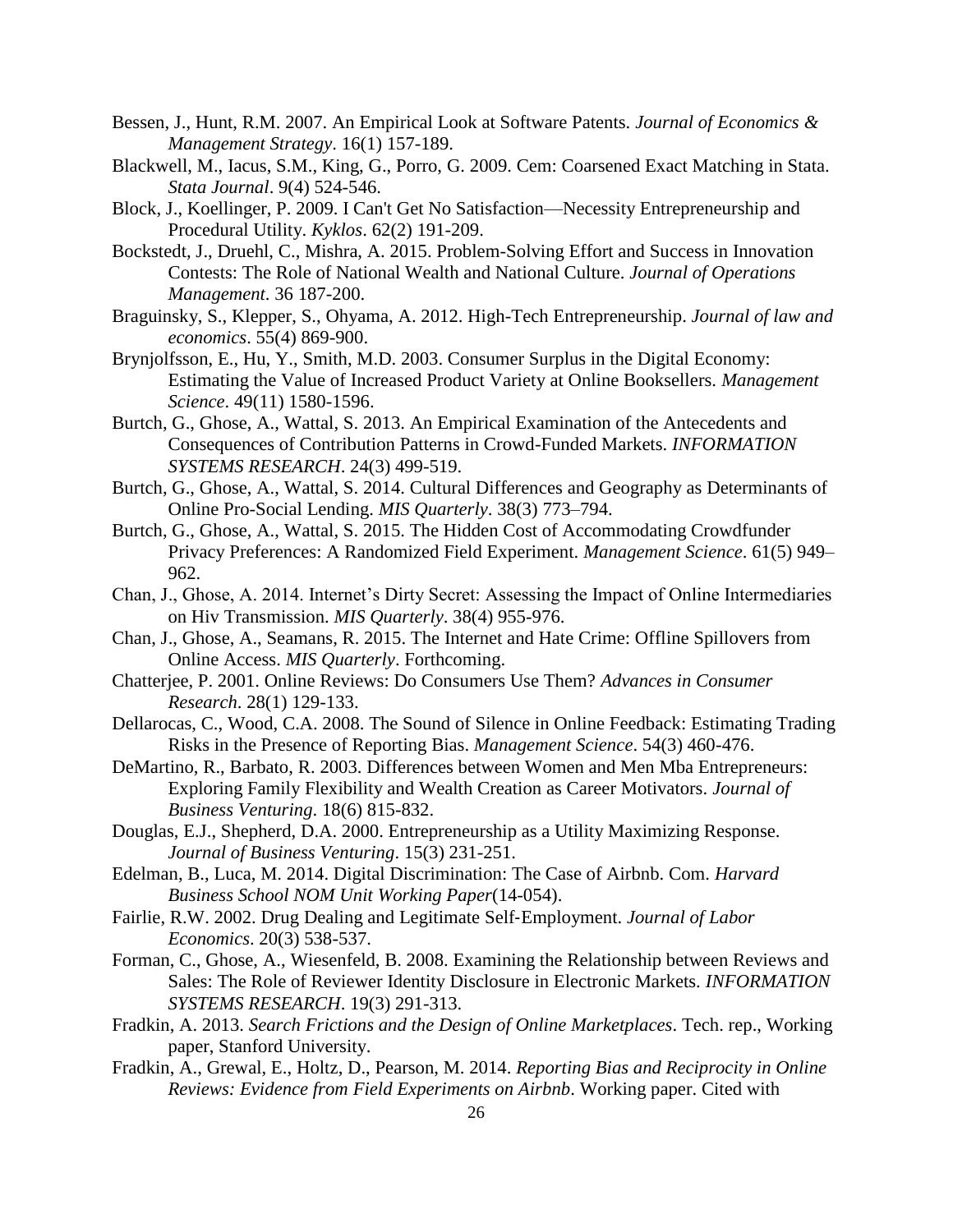Bessen, J., Hunt, R.M. 2007. An Empirical Look at Software Patents. *Journal of Economics & Management Strategy*. 16(1) 157-189.

Blackwell, M., Iacus, S.M., King, G., Porro, G. 2009. Cem: Coarsened Exact Matching in Stata. *Stata Journal*. 9(4) 524-546.

Block, J., Koellinger, P. 2009. I Can't Get No Satisfaction—Necessity Entrepreneurship and Procedural Utility. *Kyklos*. 62(2) 191-209.

Bockstedt, J., Druehl, C., Mishra, A. 2015. Problem-Solving Effort and Success in Innovation Contests: The Role of National Wealth and National Culture. *Journal of Operations Management*. 36 187-200.

Braguinsky, S., Klepper, S., Ohyama, A. 2012. High-Tech Entrepreneurship. *Journal of law and economics*. 55(4) 869-900.

Brynjolfsson, E., Hu, Y., Smith, M.D. 2003. Consumer Surplus in the Digital Economy: Estimating the Value of Increased Product Variety at Online Booksellers. *Management Science*. 49(11) 1580-1596.

Burtch, G., Ghose, A., Wattal, S. 2013. An Empirical Examination of the Antecedents and Consequences of Contribution Patterns in Crowd-Funded Markets. *INFORMATION SYSTEMS RESEARCH*. 24(3) 499-519.

Burtch, G., Ghose, A., Wattal, S. 2014. Cultural Differences and Geography as Determinants of Online Pro-Social Lending. *MIS Quarterly*. 38(3) 773–794.

Burtch, G., Ghose, A., Wattal, S. 2015. The Hidden Cost of Accommodating Crowdfunder Privacy Preferences: A Randomized Field Experiment. *Management Science*. 61(5) 949–962.

Chan, J., Ghose, A. 2014. Internet's Dirty Secret: Assessing the Impact of Online Intermediaries on Hiv Transmission. *MIS Quarterly*. 38(4) 955-976.

Chan, J., Ghose, A., Seamans, R. 2015. The Internet and Hate Crime: Offline Spillovers from Online Access. *MIS Quarterly*. Forthcoming.

Chatterjee, P. 2001. Online Reviews: Do Consumers Use Them? *Advances in Consumer Research*. 28(1) 129-133.

Dellarocas, C., Wood, C.A. 2008. The Sound of Silence in Online Feedback: Estimating Trading Risks in the Presence of Reporting Bias. *Management Science*. 54(3) 460-476.

DeMartino, R., Barbato, R. 2003. Differences between Women and Men Mba Entrepreneurs: Exploring Family Flexibility and Wealth Creation as Career Motivators. *Journal of Business Venturing*. 18(6) 815-832.

Douglas, E.J., Shepherd, D.A. 2000. Entrepreneurship as a Utility Maximizing Response. *Journal of Business Venturing*. 15(3) 231-251.

Edelman, B., Luca, M. 2014. Digital Discrimination: The Case of Airbnb. Com. *Harvard Business School NOM Unit Working Paper*(14-054).

Fairlie, R.W. 2002. Drug Dealing and Legitimate Self-Employment. *Journal of Labor Economics*. 20(3) 538-537.

Forman, C., Ghose, A., Wiesenfeld, B. 2008. Examining the Relationship between Reviews and Sales: The Role of Reviewer Identity Disclosure in Electronic Markets. *INFORMATION SYSTEMS RESEARCH*. 19(3) 291-313.

Fradkin, A. 2013. *Search Frictions and the Design of Online Marketplaces*. Tech. rep., Working paper, Stanford University.

Fradkin, A., Grewal, E., Holtz, D., Pearson, M. 2014. *Reporting Bias and Reciprocity in Online Reviews: Evidence from Field Experiments on Airbnb*. Working paper. Cited with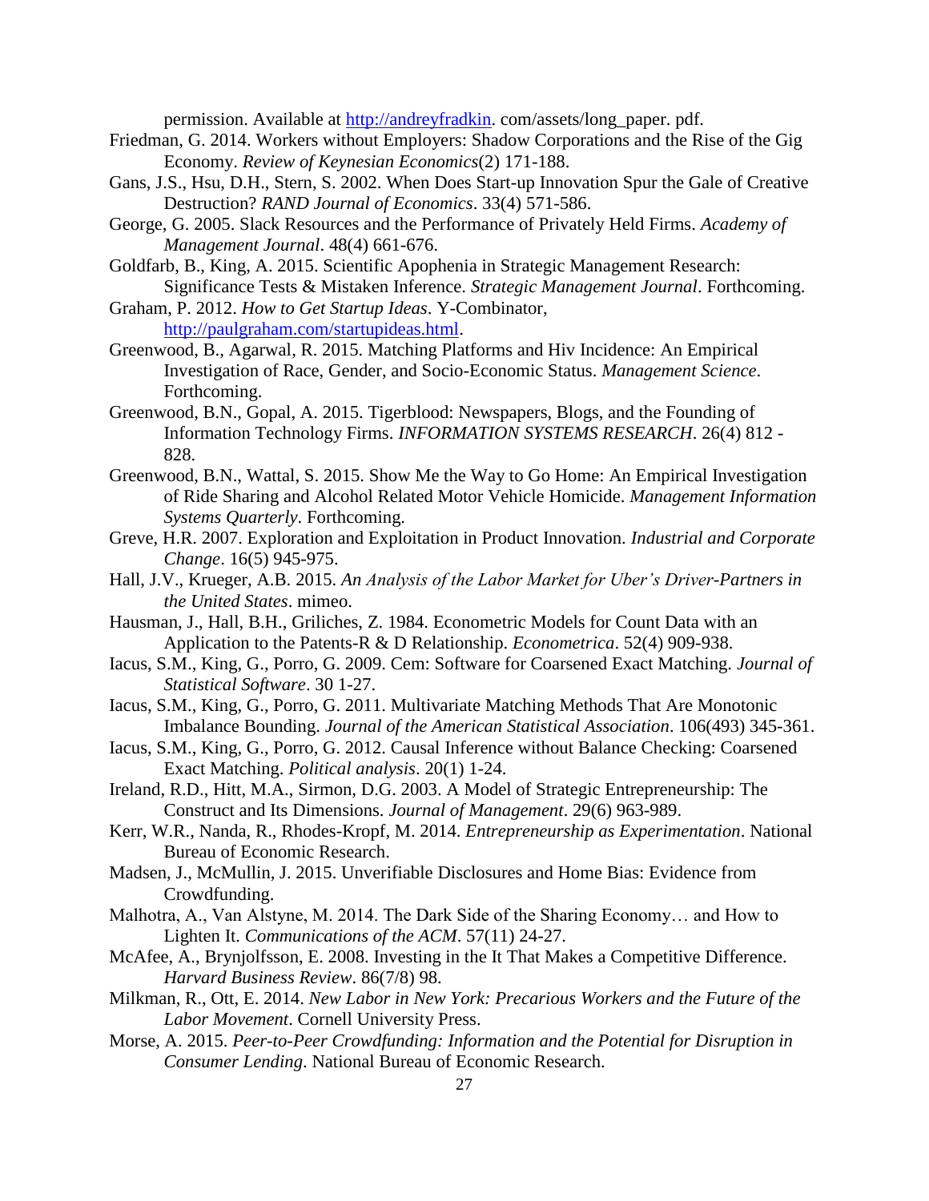permission. Available at http://andreyfradkin. com/assets/long_paper. pdf.

Friedman, G. 2014. Workers without Employers: Shadow Corporations and the Rise of the Gig Economy. *Review of Keynesian Economics*(2) 171-188.

Gans, J.S., Hsu, D.H., Stern, S. 2002. When Does Start-up Innovation Spur the Gale of Creative Destruction? *RAND Journal of Economics*. 33(4) 571-586.

George, G. 2005. Slack Resources and the Performance of Privately Held Firms. *Academy of Management Journal*. 48(4) 661-676.

Goldfarb, B., King, A. 2015. Scientific Apophenia in Strategic Management Research: Significance Tests & Mistaken Inference. *Strategic Management Journal*. Forthcoming.

Graham, P. 2012. *How to Get Startup Ideas*. Y-Combinator, http://paulgraham.com/startupideas.html.

Greenwood, B., Agarwal, R. 2015. Matching Platforms and Hiv Incidence: An Empirical Investigation of Race, Gender, and Socio-Economic Status. *Management Science*. Forthcoming.

Greenwood, B.N., Gopal, A. 2015. Tigerblood: Newspapers, Blogs, and the Founding of Information Technology Firms. *INFORMATION SYSTEMS RESEARCH*. 26(4) 812 - 828.

Greenwood, B.N., Wattal, S. 2015. Show Me the Way to Go Home: An Empirical Investigation of Ride Sharing and Alcohol Related Motor Vehicle Homicide. *Management Information Systems Quarterly*. Forthcoming.

Greve, H.R. 2007. Exploration and Exploitation in Product Innovation. *Industrial and Corporate Change*. 16(5) 945-975.

Hall, J.V., Krueger, A.B. 2015. *An Analysis of the Labor Market for Uber's Driver-Partners in the United States*. mimeo.

Hausman, J., Hall, B.H., Griliches, Z. 1984. Econometric Models for Count Data with an Application to the Patents-R & D Relationship. *Econometrica*. 52(4) 909-938.

Iacus, S.M., King, G., Porro, G. 2009. Cem: Software for Coarsened Exact Matching. *Journal of Statistical Software*. 30 1-27.

Iacus, S.M., King, G., Porro, G. 2011. Multivariate Matching Methods That Are Monotonic Imbalance Bounding. *Journal of the American Statistical Association*. 106(493) 345-361.

Iacus, S.M., King, G., Porro, G. 2012. Causal Inference without Balance Checking: Coarsened Exact Matching. *Political analysis*. 20(1) 1-24.

Ireland, R.D., Hitt, M.A., Sirmon, D.G. 2003. A Model of Strategic Entrepreneurship: The Construct and Its Dimensions. *Journal of Management*. 29(6) 963-989.

Kerr, W.R., Nanda, R., Rhodes-Kropf, M. 2014. *Entrepreneurship as Experimentation*. National Bureau of Economic Research.

Madsen, J., McMullin, J. 2015. Unverifiable Disclosures and Home Bias: Evidence from Crowdfunding.

Malhotra, A., Van Alstyne, M. 2014. The Dark Side of the Sharing Economy… and How to Lighten It. *Communications of the ACM*. 57(11) 24-27.

McAfee, A., Brynjolfsson, E. 2008. Investing in the It That Makes a Competitive Difference. *Harvard Business Review*. 86(7/8) 98.

Milkman, R., Ott, E. 2014. *New Labor in New York: Precarious Workers and the Future of the Labor Movement*. Cornell University Press.

Morse, A. 2015. *Peer-to-Peer Crowdfunding: Information and the Potential for Disruption in Consumer Lending*. National Bureau of Economic Research.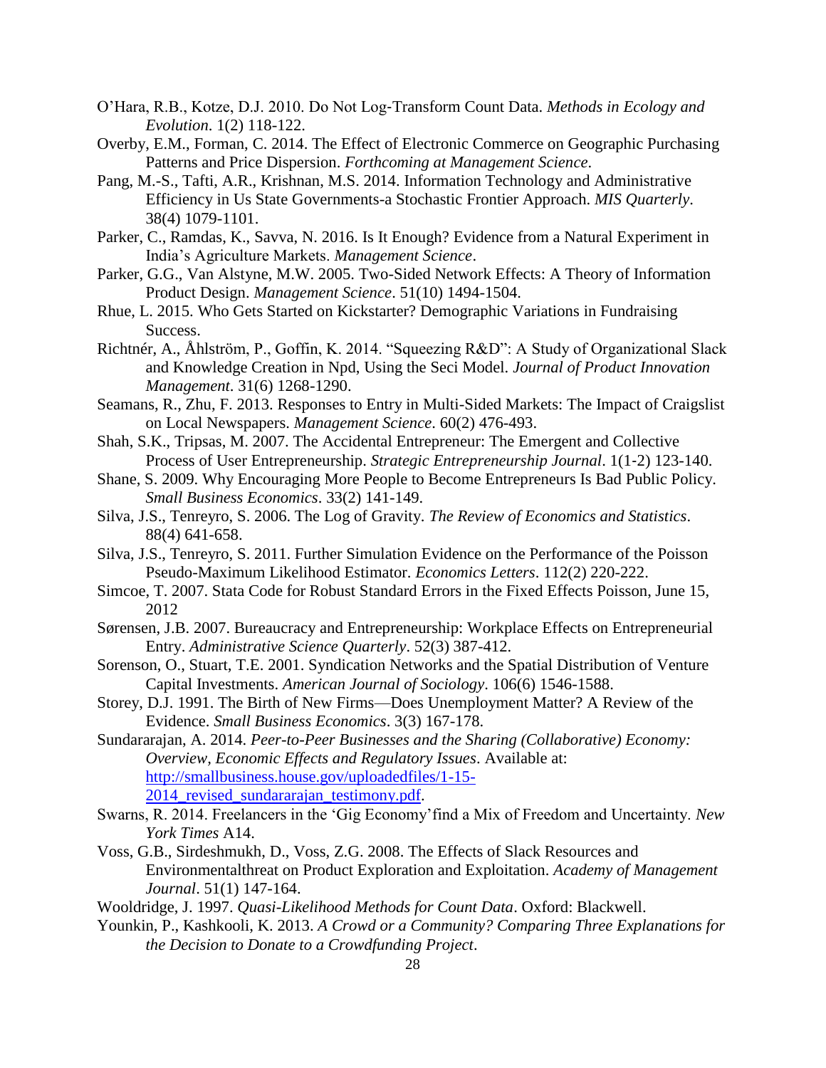O'Hara, R.B., Kotze, D.J. 2010. Do Not Log-Transform Count Data. *Methods in Ecology and Evolution*. 1(2) 118-122.

Overby, E.M., Forman, C. 2014. The Effect of Electronic Commerce on Geographic Purchasing Patterns and Price Dispersion. *Forthcoming at Management Science*.

Pang, M.-S., Tafti, A.R., Krishnan, M.S. 2014. Information Technology and Administrative Efficiency in Us State Governments-a Stochastic Frontier Approach. *MIS Quarterly*. 38(4) 1079-1101.

Parker, C., Ramdas, K., Savva, N. 2016. Is It Enough? Evidence from a Natural Experiment in India's Agriculture Markets. *Management Science*.

Parker, G.G., Van Alstyne, M.W. 2005. Two-Sided Network Effects: A Theory of Information Product Design. *Management Science*. 51(10) 1494-1504.

Rhue, L. 2015. Who Gets Started on Kickstarter? Demographic Variations in Fundraising Success.

Richtnér, A., Åhlström, P., Goffin, K. 2014. "Squeezing R&D": A Study of Organizational Slack and Knowledge Creation in Npd, Using the Seci Model. *Journal of Product Innovation Management*. 31(6) 1268-1290.

Seamans, R., Zhu, F. 2013. Responses to Entry in Multi-Sided Markets: The Impact of Craigslist on Local Newspapers. *Management Science*. 60(2) 476-493.

Shah, S.K., Tripsas, M. 2007. The Accidental Entrepreneur: The Emergent and Collective Process of User Entrepreneurship. *Strategic Entrepreneurship Journal*. 1(1-2) 123-140.

Shane, S. 2009. Why Encouraging More People to Become Entrepreneurs Is Bad Public Policy. *Small Business Economics*. 33(2) 141-149.

Silva, J.S., Tenreyro, S. 2006. The Log of Gravity. *The Review of Economics and Statistics*. 88(4) 641-658.

Silva, J.S., Tenreyro, S. 2011. Further Simulation Evidence on the Performance of the Poisson Pseudo-Maximum Likelihood Estimator. *Economics Letters*. 112(2) 220-222.

Simcoe, T. 2007. Stata Code for Robust Standard Errors in the Fixed Effects Poisson, June 15, 2012

Sørensen, J.B. 2007. Bureaucracy and Entrepreneurship: Workplace Effects on Entrepreneurial Entry. *Administrative Science Quarterly*. 52(3) 387-412.

Sorenson, O., Stuart, T.E. 2001. Syndication Networks and the Spatial Distribution of Venture Capital Investments. *American Journal of Sociology*. 106(6) 1546-1588.

Storey, D.J. 1991. The Birth of New Firms—Does Unemployment Matter? A Review of the Evidence. *Small Business Economics*. 3(3) 167-178.

Sundararajan, A. 2014. *Peer-to-Peer Businesses and the Sharing (Collaborative) Economy: Overview, Economic Effects and Regulatory Issues*. Available at: [http://smallbusiness.house.gov/uploadedfiles/1-15-2014_revised_sundararajan_testimony.pdf](http://smallbusiness.house.gov/uploadedfiles/1-15-2014_revised_sundararajan_testimony.pdf).

Swarns, R. 2014. Freelancers in the 'Gig Economy'find a Mix of Freedom and Uncertainty. *New York Times* A14.

Voss, G.B., Sirdeshmukh, D., Voss, Z.G. 2008. The Effects of Slack Resources and Environmentalthreat on Product Exploration and Exploitation. *Academy of Management Journal*. 51(1) 147-164.

Wooldridge, J. 1997. *Quasi-Likelihood Methods for Count Data*. Oxford: Blackwell.

Younkin, P., Kashkooli, K. 2013. *A Crowd or a Community? Comparing Three Explanations for the Decision to Donate to a Crowdfunding Project*.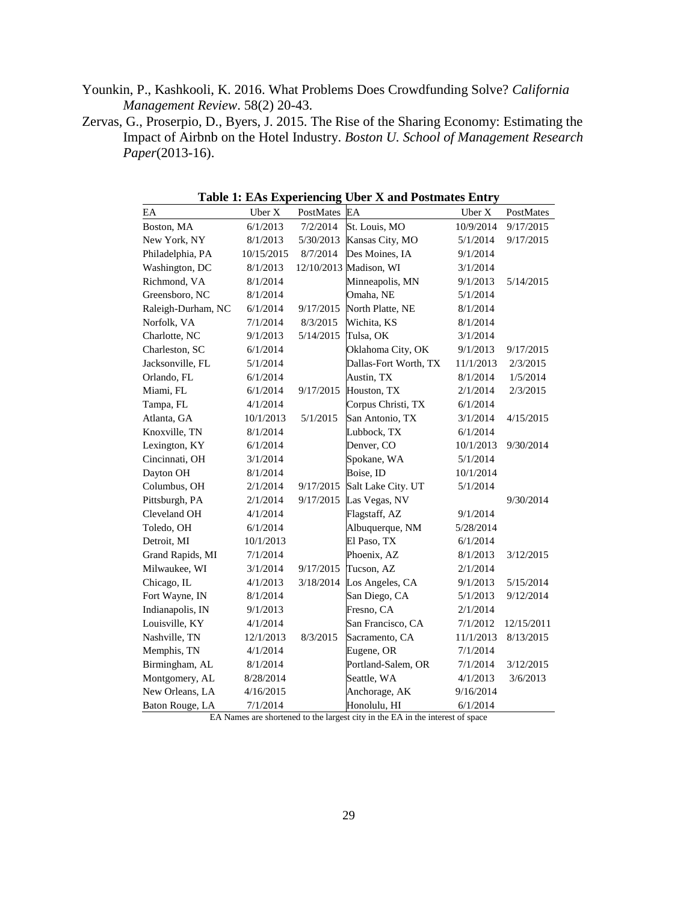Younkin, P., Kashkooli, K. 2016. What Problems Does Crowdfunding Solve? *California Management Review*. 58(2) 20-43.

Zervas, G., Proserpio, D., Byers, J. 2015. The Rise of the Sharing Economy: Estimating the Impact of Airbnb on the Hotel Industry. *Boston U. School of Management Research Paper*(2013-16).

**Table 1: EAs Experiencing Uber X and Postmates Entry**

| EA | Uber X | PostMates | EA | Uber X | PostMates |
|---|---|---|---|---|---|
| Boston, MA | 6/1/2013 | 7/2/2014 | St. Louis, MO | 10/9/2014 | 9/17/2015 |
| New York, NY | 8/1/2013 | 5/30/2013 | Kansas City, MO | 5/1/2014 | 9/17/2015 |
| Philadelphia, PA | 10/15/2015 | 8/7/2014 | Des Moines, IA | 9/1/2014 | |
| Washington, DC | 8/1/2013 | 12/10/2013 | Madison, WI | 3/1/2014 | |
| Richmond, VA | 8/1/2014 | | Minneapolis, MN | 9/1/2013 | 5/14/2015 |
| Greensboro, NC | 8/1/2014 | | Omaha, NE | 5/1/2014 | |
| Raleigh-Durham, NC | 6/1/2014 | 9/17/2015 | North Platte, NE | 8/1/2014 | |
| Norfolk, VA | 7/1/2014 | 8/3/2015 | Wichita, KS | 8/1/2014 | |
| Charlotte, NC | 9/1/2013 | 5/14/2015 | Tulsa, OK | 3/1/2014 | |
| Charleston, SC | 6/1/2014 | | Oklahoma City, OK | 9/1/2013 | 9/17/2015 |
| Jacksonville, FL | 5/1/2014 | | Dallas-Fort Worth, TX | 11/1/2013 | 2/3/2015 |
| Orlando, FL | 6/1/2014 | | Austin, TX | 8/1/2014 | 1/5/2014 |
| Miami, FL | 6/1/2014 | 9/17/2015 | Houston, TX | 2/1/2014 | 2/3/2015 |
| Tampa, FL | 4/1/2014 | | Corpus Christi, TX | 6/1/2014 | |
| Atlanta, GA | 10/1/2013 | 5/1/2015 | San Antonio, TX | 3/1/2014 | 4/15/2015 |
| Knoxville, TN | 8/1/2014 | | Lubbock, TX | 6/1/2014 | |
| Lexington, KY | 6/1/2014 | | Denver, CO | 10/1/2013 | 9/30/2014 |
| Cincinnati, OH | 3/1/2014 | | Spokane, WA | 5/1/2014 | |
| Dayton OH | 8/1/2014 | | Boise, ID | 10/1/2014 | |
| Columbus, OH | 2/1/2014 | 9/17/2015 | Salt Lake City. UT | 5/1/2014 | |
| Pittsburgh, PA | 2/1/2014 | 9/17/2015 | Las Vegas, NV | | 9/30/2014 |
| Cleveland OH | 4/1/2014 | | Flagstaff, AZ | 9/1/2014 | |
| Toledo, OH | 6/1/2014 | | Albuquerque, NM | 5/28/2014 | |
| Detroit, MI | 10/1/2013 | | El Paso, TX | 6/1/2014 | |
| Grand Rapids, MI | 7/1/2014 | | Phoenix, AZ | 8/1/2013 | 3/12/2015 |
| Milwaukee, WI | 3/1/2014 | 9/17/2015 | Tucson, AZ | 2/1/2014 | |
| Chicago, IL | 4/1/2013 | 3/18/2014 | Los Angeles, CA | 9/1/2013 | 5/15/2014 |
| Fort Wayne, IN | 8/1/2014 | | San Diego, CA | 5/1/2013 | 9/12/2014 |
| Indianapolis, IN | 9/1/2013 | | Fresno, CA | 2/1/2014 | |
| Louisville, KY | 4/1/2014 | | San Francisco, CA | 7/1/2012 | 12/15/2011 |
| Nashville, TN | 12/1/2013 | 8/3/2015 | Sacramento, CA | 11/1/2013 | 8/13/2015 |
| Memphis, TN | 4/1/2014 | | Eugene, OR | 7/1/2014 | |
| Birmingham, AL | 8/1/2014 | | Portland-Salem, OR | 7/1/2014 | 3/12/2015 |
| Montgomery, AL | 8/28/2014 | | Seattle, WA | 4/1/2013 | 3/6/2013 |
| New Orleans, LA | 4/16/2015 | | Anchorage, AK | 9/16/2014 | |
| Baton Rouge, LA | 7/1/2014 | | Honolulu, HI | 6/1/2014 | |

EA Names are shortened to the largest city in the EA in the interest of space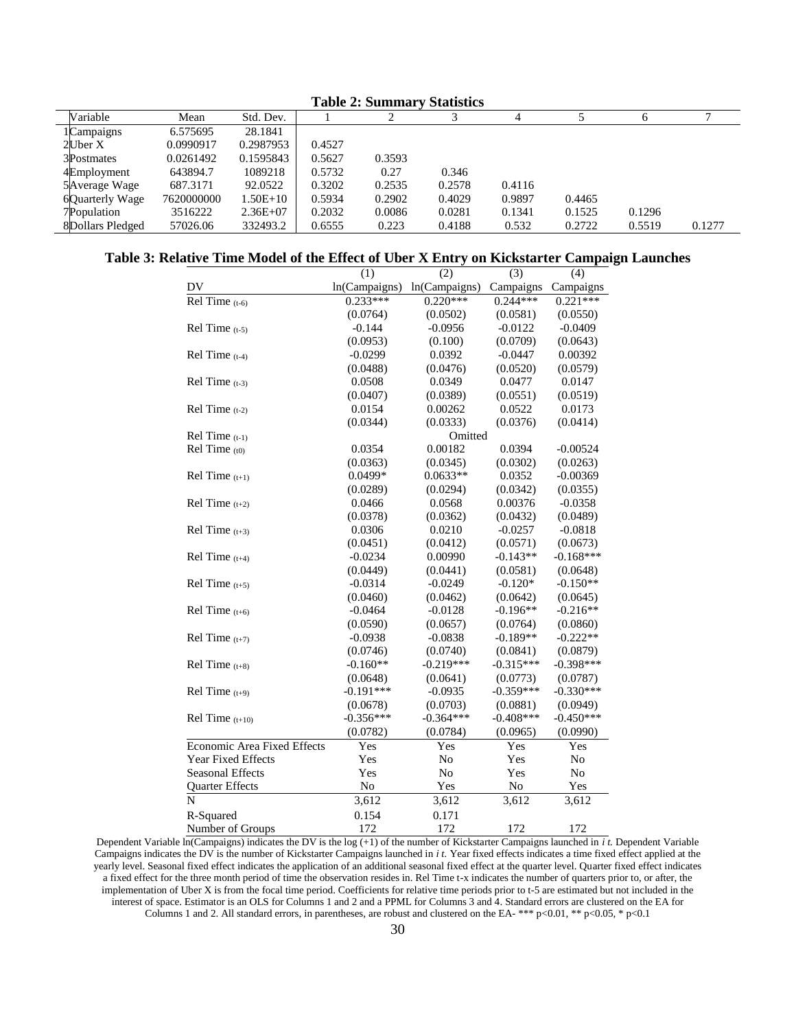**Table 2: Summary Statistics**

| Variable | Mean | Std. Dev. | 1 | 2 | 3 | 4 | 5 | 6 | 7 |
|---|---|---|---|---|---|---|---|---|---|
| 1 Campaigns | 6.575695 | 28.1841 | | | | | | | |
| 2 Uber X | 0.0990917 | 0.2987953 | 0.4527 | | | | | | |
| 3 Postmates | 0.0261492 | 0.1595843 | 0.5627 | 0.3593 | | | | | |
| 4 Employment | 643894.7 | 1089218 | 0.5732 | 0.27 | 0.346 | | | | |
| 5 Average Wage | 687.3171 | 92.0522 | 0.3202 | 0.2535 | 0.2578 | 0.4116 | | | |
| 6 Quarterly Wage | 7620000000 | 1.50E+10 | 0.5934 | 0.2902 | 0.4029 | 0.9897 | 0.4465 | | |
| 7 Population | 3516222 | 2.36E+07 | 0.2032 | 0.0086 | 0.0281 | 0.1341 | 0.1525 | 0.1296 | |
| 8 Dollars Pledged | 57026.06 | 332493.2 | 0.6555 | 0.223 | 0.4188 | 0.532 | 0.2722 | 0.5519 | 0.1277 |

**Table 3: Relative Time Model of the Effect of Uber X Entry on Kickstarter Campaign Launches**

| | (1) | (2) | (3) | (4) |
|---|---|---|---|---|
| DV | ln(Campaigns) | ln(Campaigns) | Campaigns | Campaigns |
| Rel Time $_{(t-6)}$ | 0.233*** | 0.220*** | 0.244*** | 0.221*** |
| | (0.0764) | (0.0502) | (0.0581) | (0.0550) |
| Rel Time $_{(t-5)}$ | -0.144 | -0.0956 | -0.0122 | -0.0409 |
| | (0.0953) | (0.100) | (0.0709) | (0.0643) |
| Rel Time $_{(t-4)}$ | -0.0299 | 0.0392 | -0.0447 | 0.00392 |
| | (0.0488) | (0.0476) | (0.0520) | (0.0579) |
| Rel Time $_{(t-3)}$ | 0.0508 | 0.0349 | 0.0477 | 0.0147 |
| | (0.0407) | (0.0389) | (0.0551) | (0.0519) |
| Rel Time $_{(t-2)}$ | 0.0154 | 0.00262 | 0.0522 | 0.0173 |
| | (0.0344) | (0.0333) | (0.0376) | (0.0414) |
| Rel Time $_{(t-1)}$ | | Omitted | | |
| Rel Time $_{(t0)}$ | 0.0354 | 0.00182 | 0.0394 | -0.00524 |
| | (0.0363) | (0.0345) | (0.0302) | (0.0263) |
| Rel Time $_{(t+1)}$ | 0.0499* | 0.0633** | 0.0352 | -0.00369 |
| | (0.0289) | (0.0294) | (0.0342) | (0.0355) |
| Rel Time $_{(t+2)}$ | 0.0466 | 0.0568 | 0.00376 | -0.0358 |
| | (0.0378) | (0.0362) | (0.0432) | (0.0489) |
| Rel Time $_{(t+3)}$ | 0.0306 | 0.0210 | -0.0257 | -0.0818 |
| | (0.0451) | (0.0412) | (0.0571) | (0.0673) |
| Rel Time $_{(t+4)}$ | -0.0234 | 0.00990 | -0.143** | -0.168*** |
| | (0.0449) | (0.0441) | (0.0581) | (0.0648) |
| Rel Time $_{(t+5)}$ | -0.0314 | -0.0249 | -0.120* | -0.150** |
| | (0.0460) | (0.0462) | (0.0642) | (0.0645) |
| Rel Time $_{(t+6)}$ | -0.0464 | -0.0128 | -0.196** | -0.216** |
| | (0.0590) | (0.0657) | (0.0764) | (0.0860) |
| Rel Time $_{(t+7)}$ | -0.0938 | -0.0838 | -0.189** | -0.222** |
| | (0.0746) | (0.0740) | (0.0841) | (0.0879) |
| Rel Time $_{(t+8)}$ | -0.160** | -0.219*** | -0.315*** | -0.398*** |
| | (0.0648) | (0.0641) | (0.0773) | (0.0787) |
| Rel Time $_{(t+9)}$ | -0.191*** | -0.0935 | -0.359*** | -0.330*** |
| | (0.0678) | (0.0703) | (0.0881) | (0.0949) |
| Rel Time $_{(t+10)}$ | -0.356*** | -0.364*** | -0.408*** | -0.450*** |
| | (0.0782) | (0.0784) | (0.0965) | (0.0990) |
| Economic Area Fixed Effects | Yes | Yes | Yes | Yes |
| Year Fixed Effects | Yes | No | Yes | No |
| Seasonal Effects | Yes | No | Yes | No |
| Quarter Effects | No | Yes | No | Yes |
| N | 3,612 | 3,612 | 3,612 | 3,612 |
| R-Squared | 0.154 | 0.171 | | |
| Number of Groups | 172 | 172 | 172 | 172 |

Dependent Variable ln(Campaigns) indicates the DV is the log (+1) of the number of Kickstarter Campaigns launched in *i t*. Dependent Variable Campaigns indicates the DV is the number of Kickstarter Campaigns launched in *i t*. Year fixed effects indicates a time fixed effect applied at the yearly level. Seasonal fixed effect indicates the application of an additional seasonal fixed effect at the quarter level. Quarter fixed effect indicates a fixed effect for the three month period of time the observation resides in. Rel Time t-x indicates the number of quarters prior to, or after, the implementation of Uber X is from the focal time period. Coefficients for relative time periods prior to t-5 are estimated but not included in the interest of space. Estimator is an OLS for Columns 1 and 2 and a PPML for Columns 3 and 4. Standard errors are clustered on the EA for Columns 1 and 2. All standard errors, in parentheses, are robust and clustered on the EA- *** p<0.01, ** p<0.05, * p<0.1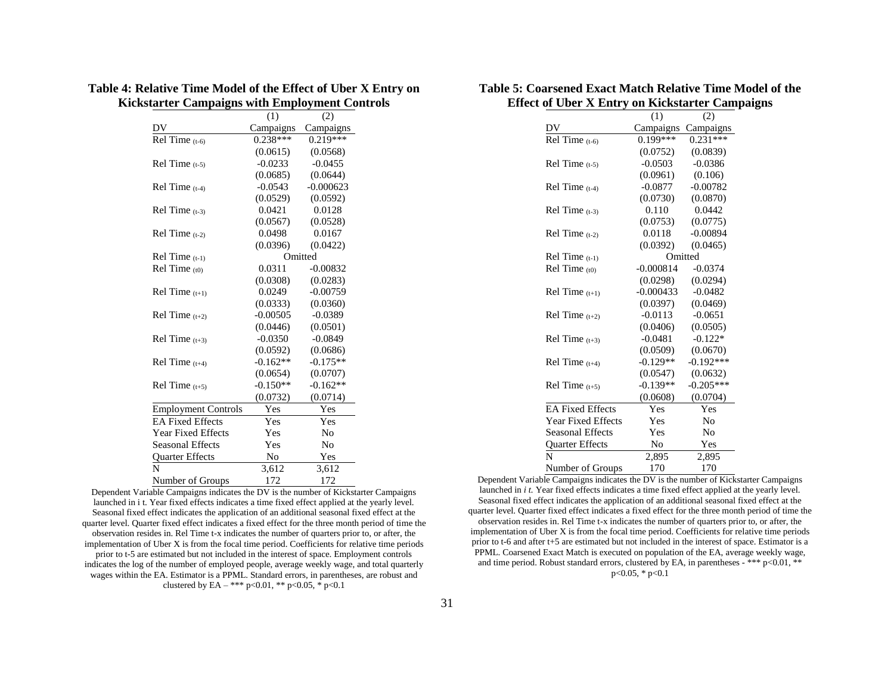**Table 4: Relative Time Model of the Effect of Uber X Entry on Kickstarter Campaigns with Employment Controls**

| | (1) | (2) |
|---|---|---|
| DV | Campaigns | Campaigns |
| Rel Time $_{(t-6)}$ | 0.238*** | 0.219*** |
| | (0.0615) | (0.0568) |
| Rel Time $_{(t-5)}$ | -0.0233 | -0.0455 |
| | (0.0685) | (0.0644) |
| Rel Time $_{(t-4)}$ | -0.0543 | -0.000623 |
| | (0.0529) | (0.0592) |
| Rel Time $_{(t-3)}$ | 0.0421 | 0.0128 |
| | (0.0567) | (0.0528) |
| Rel Time $_{(t-2)}$ | 0.0498 | 0.0167 |
| | (0.0396) | (0.0422) |
| Rel Time $_{(t-1)}$ | Omitted | |
| Rel Time $_{(t0)}$ | 0.0311 | -0.00832 |
| | (0.0308) | (0.0283) |
| Rel Time $_{(t+1)}$ | 0.0249 | -0.00759 |
| | (0.0333) | (0.0360) |
| Rel Time $_{(t+2)}$ | -0.00505 | -0.0389 |
| | (0.0446) | (0.0501) |
| Rel Time $_{(t+3)}$ | -0.0350 | -0.0849 |
| | (0.0592) | (0.0686) |
| Rel Time $_{(t+4)}$ | -0.162** | -0.175** |
| | (0.0654) | (0.0707) |
| Rel Time $_{(t+5)}$ | -0.150** | -0.162** |
| | (0.0732) | (0.0714) |
| Employment Controls | Yes | Yes |
| EA Fixed Effects | Yes | Yes |
| Year Fixed Effects | Yes | No |
| Seasonal Effects | Yes | No |
| Quarter Effects | No | Yes |
| N | 3,612 | 3,612 |
| Number of Groups | 172 | 172 |

Dependent Variable Campaigns indicates the DV is the number of Kickstarter Campaigns launched in i t. Year fixed effects indicates a time fixed effect applied at the yearly level. Seasonal fixed effect indicates the application of an additional seasonal fixed effect at the quarter level. Quarter fixed effect indicates a fixed effect for the three month period of time the observation resides in. Rel Time t-x indicates the number of quarters prior to, or after, the implementation of Uber X is from the focal time period. Coefficients for relative time periods prior to t-5 are estimated but not included in the interest of space. Employment controls indicates the log of the number of employed people, average weekly wage, and total quarterly wages within the EA. Estimator is a PPML. Standard errors, in parentheses, are robust and clustered by EA – *** p<0.01, ** p<0.05, * p<0.1

**Table 5: Coarsened Exact Match Relative Time Model of the Effect of Uber X Entry on Kickstarter Campaigns**

| | (1) | (2) |
|---|---|---|
| DV | Campaigns | Campaigns |
| Rel Time $_{(t-6)}$ | 0.199*** | 0.231*** |
| | (0.0752) | (0.0839) |
| Rel Time $_{(t-5)}$ | -0.0503 | -0.0386 |
| | (0.0961) | (0.106) |
| Rel Time $_{(t-4)}$ | -0.0877 | -0.00782 |
| | (0.0730) | (0.0870) |
| Rel Time $_{(t-3)}$ | 0.110 | 0.0442 |
| | (0.0753) | (0.0775) |
| Rel Time $_{(t-2)}$ | 0.0118 | -0.00894 |
| | (0.0392) | (0.0465) |
| Rel Time $_{(t-1)}$ | Omitted | |
| Rel Time $_{(t0)}$ | -0.000814 | -0.0374 |
| | (0.0298) | (0.0294) |
| Rel Time $_{(t+1)}$ | -0.000433 | -0.0482 |
| | (0.0397) | (0.0469) |
| Rel Time $_{(t+2)}$ | -0.0113 | -0.0651 |
| | (0.0406) | (0.0505) |
| Rel Time $_{(t+3)}$ | -0.0481 | -0.122* |
| | (0.0509) | (0.0670) |
| Rel Time $_{(t+4)}$ | -0.129** | -0.192*** |
| | (0.0547) | (0.0632) |
| Rel Time $_{(t+5)}$ | -0.139** | -0.205*** |
| | (0.0608) | (0.0704) |
| EA Fixed Effects | Yes | Yes |
| Year Fixed Effects | Yes | No |
| Seasonal Effects | Yes | No |
| Quarter Effects | No | Yes |
| N | 2,895 | 2,895 |
| Number of Groups | 170 | 170 |

Dependent Variable Campaigns indicates the DV is the number of Kickstarter Campaigns launched in *i t.* Year fixed effects indicates a time fixed effect applied at the yearly level. Seasonal fixed effect indicates the application of an additional seasonal fixed effect at the quarter level. Quarter fixed effect indicates a fixed effect for the three month period of time the observation resides in. Rel Time t-x indicates the number of quarters prior to, or after, the implementation of Uber X is from the focal time period. Coefficients for relative time periods prior to t-6 and after t+5 are estimated but not included in the interest of space. Estimator is a PPML. Coarsened Exact Match is executed on population of the EA, average weekly wage, and time period. Robust standard errors, clustered by EA, in parentheses - *** p<0.01, ** p<0.05, * p<0.1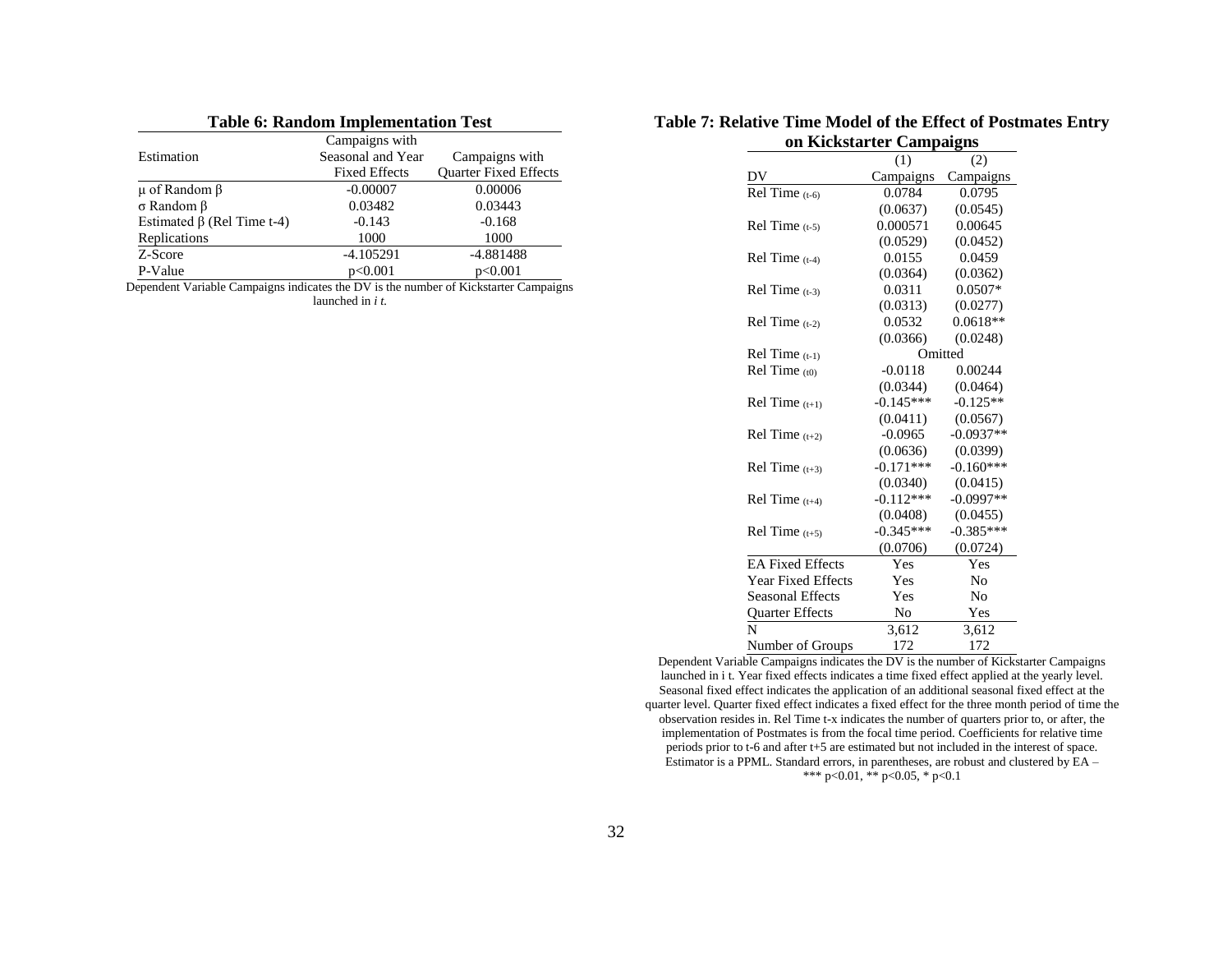**Table 6: Random Implementation Test**

| Estimation | Campaigns with Seasonal and Year Fixed Effects | Campaigns with Quarter Fixed Effects |
|---|---|---|
| μ of Random β | -0.00007 | 0.00006 |
| σ Random β | 0.03482 | 0.03443 |
| Estimated β (Rel Time t-4) | -0.143 | -0.168 |
| Replications | 1000 | 1000 |
| Z-Score | -4.105291 | -4.881488 |
| P-Value | p<0.001 | p<0.001 |

Dependent Variable Campaigns indicates the DV is the number of Kickstarter Campaigns launched in *i t*.

**Table 7: Relative Time Model of the Effect of Postmates Entry on Kickstarter Campaigns**

| | (1) | (2) |
|---|---|---|
| DV | Campaigns | Campaigns |
| Rel Time $_{(t-6)}$ | 0.0784 | 0.0795 |
| | (0.0637) | (0.0545) |
| Rel Time $_{(t-5)}$ | 0.000571 | 0.00645 |
| | (0.0529) | (0.0452) |
| Rel Time $_{(t-4)}$ | 0.0155 | 0.0459 |
| | (0.0364) | (0.0362) |
| Rel Time $_{(t-3)}$ | 0.0311 | 0.0507* |
| | (0.0313) | (0.0277) |
| Rel Time $_{(t-2)}$ | 0.0532 | 0.0618** |
| | (0.0366) | (0.0248) |
| Rel Time $_{(t-1)}$ | Omitted | |
| Rel Time $_{(t0)}$ | -0.0118 | 0.00244 |
| | (0.0344) | (0.0464) |
| Rel Time $_{(t+1)}$ | -0.145*** | -0.125** |
| | (0.0411) | (0.0567) |
| Rel Time $_{(t+2)}$ | -0.0965 | -0.0937** |
| | (0.0636) | (0.0399) |
| Rel Time $_{(t+3)}$ | -0.171*** | -0.160*** |
| | (0.0340) | (0.0415) |
| Rel Time $_{(t+4)}$ | -0.112*** | -0.0997** |
| | (0.0408) | (0.0455) |
| Rel Time $_{(t+5)}$ | -0.345*** | -0.385*** |
| | (0.0706) | (0.0724) |
| EA Fixed Effects | Yes | Yes |
| Year Fixed Effects | Yes | No |
| Seasonal Effects | Yes | No |
| Quarter Effects | No | Yes |
| N | 3,612 | 3,612 |
| Number of Groups | 172 | 172 |

Dependent Variable Campaigns indicates the DV is the number of Kickstarter Campaigns launched in i t. Year fixed effects indicates a time fixed effect applied at the yearly level. Seasonal fixed effect indicates the application of an additional seasonal fixed effect at the quarter level. Quarter fixed effect indicates a fixed effect for the three month period of time the observation resides in. Rel Time t-x indicates the number of quarters prior to, or after, the implementation of Postmates is from the focal time period. Coefficients for relative time periods prior to t-6 and after t+5 are estimated but not included in the interest of space. Estimator is a PPML. Standard errors, in parentheses, are robust and clustered by EA – *** p<0.01, ** p<0.05, * p<0.1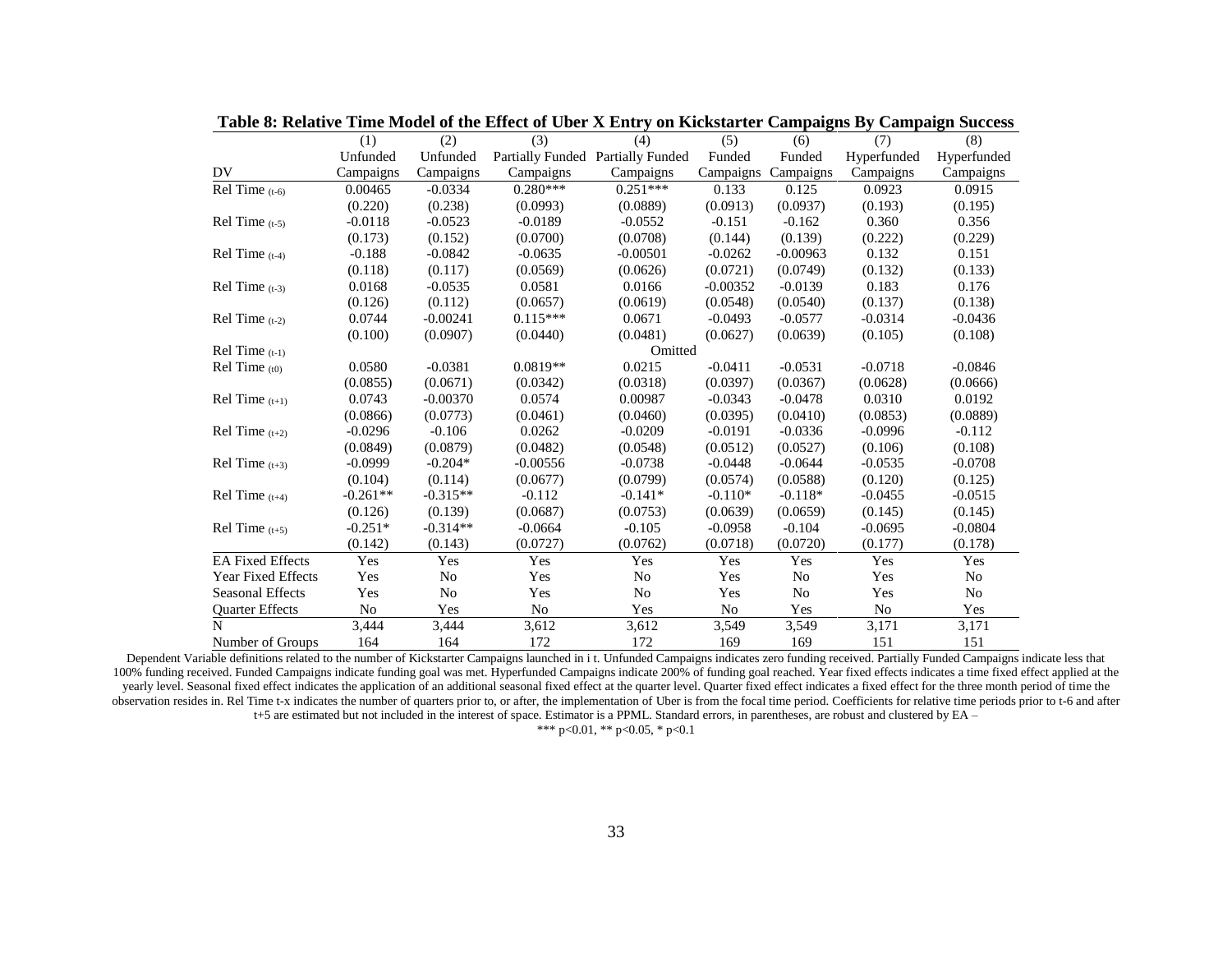**Table 8: Relative Time Model of the Effect of Uber X Entry on Kickstarter Campaigns By Campaign Success**

| DV | (1) Unfunded Campaigns | (2) Unfunded Campaigns | (3) Partially Funded Campaigns | (4) Partially Funded Campaigns | (5) Funded Campaigns | (6) Funded Campaigns | (7) Hyperfunded Campaigns | (8) Hyperfunded Campaigns |
|---|---|---|---|---|---|---|---|---|
| Rel Time $_{(t-6)}$ | 0.00465 | -0.0334 | 0.280*** | 0.251*** | 0.133 | 0.125 | 0.0923 | 0.0915 |
| | (0.220) | (0.238) | (0.0993) | (0.0889) | (0.0913) | (0.0937) | (0.193) | (0.195) |
| Rel Time $_{(t-5)}$ | -0.0118 | -0.0523 | -0.0189 | -0.0552 | -0.151 | -0.162 | 0.360 | 0.356 |
| | (0.173) | (0.152) | (0.0700) | (0.0708) | (0.144) | (0.139) | (0.222) | (0.229) |
| Rel Time $_{(t-4)}$ | -0.188 | -0.0842 | -0.0635 | -0.00501 | -0.0262 | -0.00963 | 0.132 | 0.151 |
| | (0.118) | (0.117) | (0.0569) | (0.0626) | (0.0721) | (0.0749) | (0.132) | (0.133) |
| Rel Time $_{(t-3)}$ | 0.0168 | -0.0535 | 0.0581 | 0.0166 | -0.00352 | -0.0139 | 0.183 | 0.176 |
| | (0.126) | (0.112) | (0.0657) | (0.0619) | (0.0548) | (0.0540) | (0.137) | (0.138) |
| Rel Time $_{(t-2)}$ | 0.0744 | -0.00241 | 0.115*** | 0.0671 | -0.0493 | -0.0577 | -0.0314 | -0.0436 |
| | (0.100) | (0.0907) | (0.0440) | (0.0481) | (0.0627) | (0.0639) | (0.105) | (0.108) |
| Rel Time $_{(t-1)}$ | | | | Omitted | | | | |
| Rel Time $_{(t0)}$ | 0.0580 | -0.0381 | 0.0819** | 0.0215 | -0.0411 | -0.0531 | -0.0718 | -0.0846 |
| | (0.0855) | (0.0671) | (0.0342) | (0.0318) | (0.0397) | (0.0367) | (0.0628) | (0.0666) |
| Rel Time $_{(t+1)}$ | 0.0743 | -0.00370 | 0.0574 | 0.00987 | -0.0343 | -0.0478 | 0.0310 | 0.0192 |
| | (0.0866) | (0.0773) | (0.0461) | (0.0460) | (0.0395) | (0.0410) | (0.0853) | (0.0889) |
| Rel Time $_{(t+2)}$ | -0.0296 | -0.106 | 0.0262 | -0.0209 | -0.0191 | -0.0336 | -0.0996 | -0.112 |
| | (0.0849) | (0.0879) | (0.0482) | (0.0548) | (0.0512) | (0.0527) | (0.106) | (0.108) |
| Rel Time $_{(t+3)}$ | -0.0999 | -0.204* | -0.00556 | -0.0738 | -0.0448 | -0.0644 | -0.0535 | -0.0708 |
| | (0.104) | (0.114) | (0.0677) | (0.0799) | (0.0574) | (0.0588) | (0.120) | (0.125) |
| Rel Time $_{(t+4)}$ | -0.261** | -0.315** | -0.112 | -0.141* | -0.110* | -0.118* | -0.0455 | -0.0515 |
| | (0.126) | (0.139) | (0.0687) | (0.0753) | (0.0639) | (0.0659) | (0.145) | (0.145) |
| Rel Time $_{(t+5)}$ | -0.251* | -0.314** | -0.0664 | -0.105 | -0.0958 | -0.104 | -0.0695 | -0.0804 |
| | (0.142) | (0.143) | (0.0727) | (0.0762) | (0.0718) | (0.0720) | (0.177) | (0.178) |
| EA Fixed Effects | Yes | Yes | Yes | Yes | Yes | Yes | Yes | Yes |
| Year Fixed Effects | Yes | No | Yes | No | Yes | No | Yes | No |
| Seasonal Effects | Yes | No | Yes | No | Yes | No | Yes | No |
| Quarter Effects | No | Yes | No | Yes | No | Yes | No | Yes |
| N | 3,444 | 3,444 | 3,612 | 3,612 | 3,549 | 3,549 | 3,171 | 3,171 |
| Number of Groups | 164 | 164 | 172 | 172 | 169 | 169 | 151 | 151 |

Dependent Variable definitions related to the number of Kickstarter Campaigns launched in i t. Unfunded Campaigns indicates zero funding received. Partially Funded Campaigns indicate less that 100% funding received. Funded Campaigns indicate funding goal was met. Hyperfunded Campaigns indicate 200% of funding goal reached. Year fixed effects indicates a time fixed effect applied at the yearly level. Seasonal fixed effect indicates the application of an additional seasonal fixed effect at the quarter level. Quarter fixed effect indicates a fixed effect for the three month period of time the observation resides in. Rel Time t-x indicates the number of quarters prior to, or after, the implementation of Uber is from the focal time period. Coefficients for relative time periods prior to t-6 and after t+5 are estimated but not included in the interest of space. Estimator is a PPML. Standard errors, in parentheses, are robust and clustered by EA –

*** $p<0.01$, ** $p<0.05$, * $p<0.1$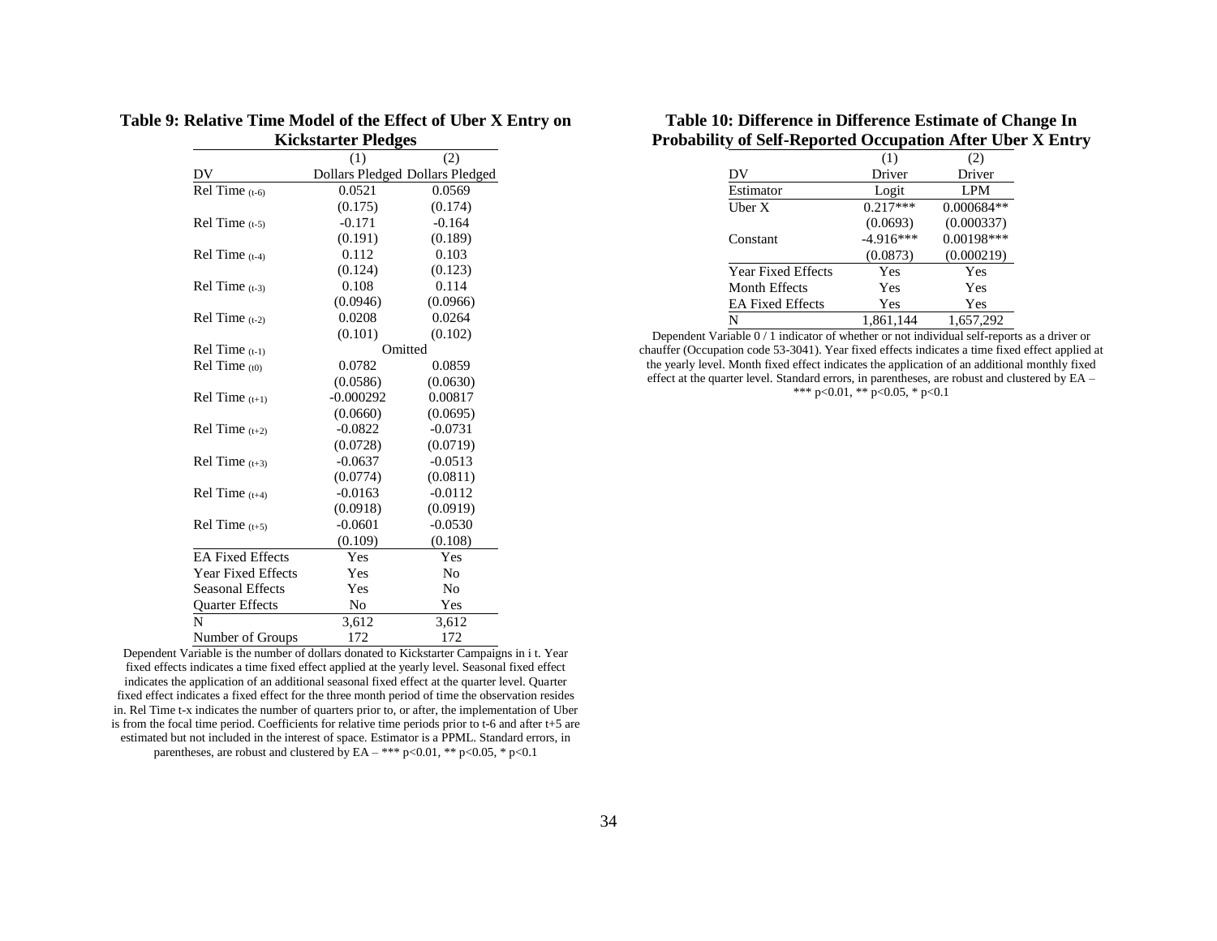**Table 9: Relative Time Model of the Effect of Uber X Entry on Kickstarter Pledges**

| | (1) | (2) |
|---|---|---|
| DV | Dollars Pledged | Dollars Pledged |
| Rel Time $_{(t-6)}$ | 0.0521 | 0.0569 |
| | (0.175) | (0.174) |
| Rel Time $_{(t-5)}$ | -0.171 | -0.164 |
| | (0.191) | (0.189) |
| Rel Time $_{(t-4)}$ | 0.112 | 0.103 |
| | (0.124) | (0.123) |
| Rel Time $_{(t-3)}$ | 0.108 | 0.114 |
| | (0.0946) | (0.0966) |
| Rel Time $_{(t-2)}$ | 0.0208 | 0.0264 |
| | (0.101) | (0.102) |
| Rel Time $_{(t-1)}$ | Omitted | |
| Rel Time $_{(t0)}$ | 0.0782 | 0.0859 |
| | (0.0586) | (0.0630) |
| Rel Time $_{(t+1)}$ | -0.000292 | 0.00817 |
| | (0.0660) | (0.0695) |
| Rel Time $_{(t+2)}$ | -0.0822 | -0.0731 |
| | (0.0728) | (0.0719) |
| Rel Time $_{(t+3)}$ | -0.0637 | -0.0513 |
| | (0.0774) | (0.0811) |
| Rel Time $_{(t+4)}$ | -0.0163 | -0.0112 |
| | (0.0918) | (0.0919) |
| Rel Time $_{(t+5)}$ | -0.0601 | -0.0530 |
| | (0.109) | (0.108) |
| EA Fixed Effects | Yes | Yes |
| Year Fixed Effects | Yes | No |
| Seasonal Effects | Yes | No |
| Quarter Effects | No | Yes |
| N | 3,612 | 3,612 |
| Number of Groups | 172 | 172 |

Dependent Variable is the number of dollars donated to Kickstarter Campaigns in i t. Year fixed effects indicates a time fixed effect applied at the yearly level. Seasonal fixed effect indicates the application of an additional seasonal fixed effect at the quarter level. Quarter fixed effect indicates a fixed effect for the three month period of time the observation resides in. Rel Time t-x indicates the number of quarters prior to, or after, the implementation of Uber is from the focal time period. Coefficients for relative time periods prior to t-6 and after t+5 are estimated but not included in the interest of space. Estimator is a PPML. Standard errors, in parentheses, are robust and clustered by EA – *** p<0.01, ** p<0.05, * p<0.1

**Table 10: Difference in Difference Estimate of Change In Probability of Self-Reported Occupation After Uber X Entry**

| | (1) | (2) |
|---|---|---|
| DV | Driver | Driver |
| Estimator | Logit | LPM |
| Uber X | 0.217*** | 0.000684** |
| | (0.0693) | (0.000337) |
| Constant | -4.916*** | 0.00198*** |
| | (0.0873) | (0.000219) |
| Year Fixed Effects | Yes | Yes |
| Month Effects | Yes | Yes |
| EA Fixed Effects | Yes | Yes |
| N | 1,861,144 | 1,657,292 |

Dependent Variable 0 / 1 indicator of whether or not individual self-reports as a driver or chauffer (Occupation code 53-3041). Year fixed effects indicates a time fixed effect applied at the yearly level. Month fixed effect indicates the application of an additional monthly fixed effect at the quarter level. Standard errors, in parentheses, are robust and clustered by EA – *** p<0.01, ** p<0.05, * p<0.1